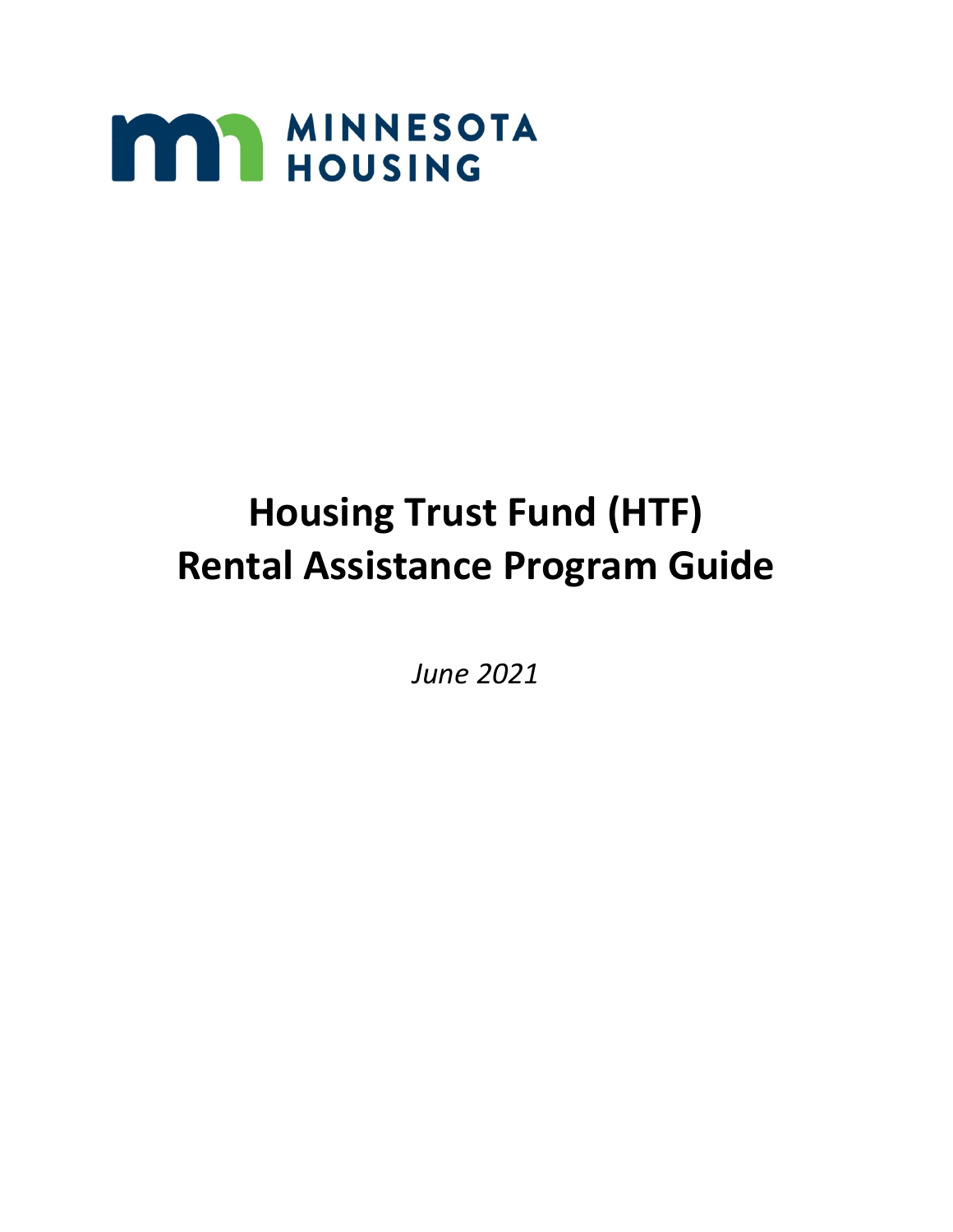MINNESOTA HOUSING

# Housing Trust Fund (HTF) Rental Assistance Program Guide

*June 2021*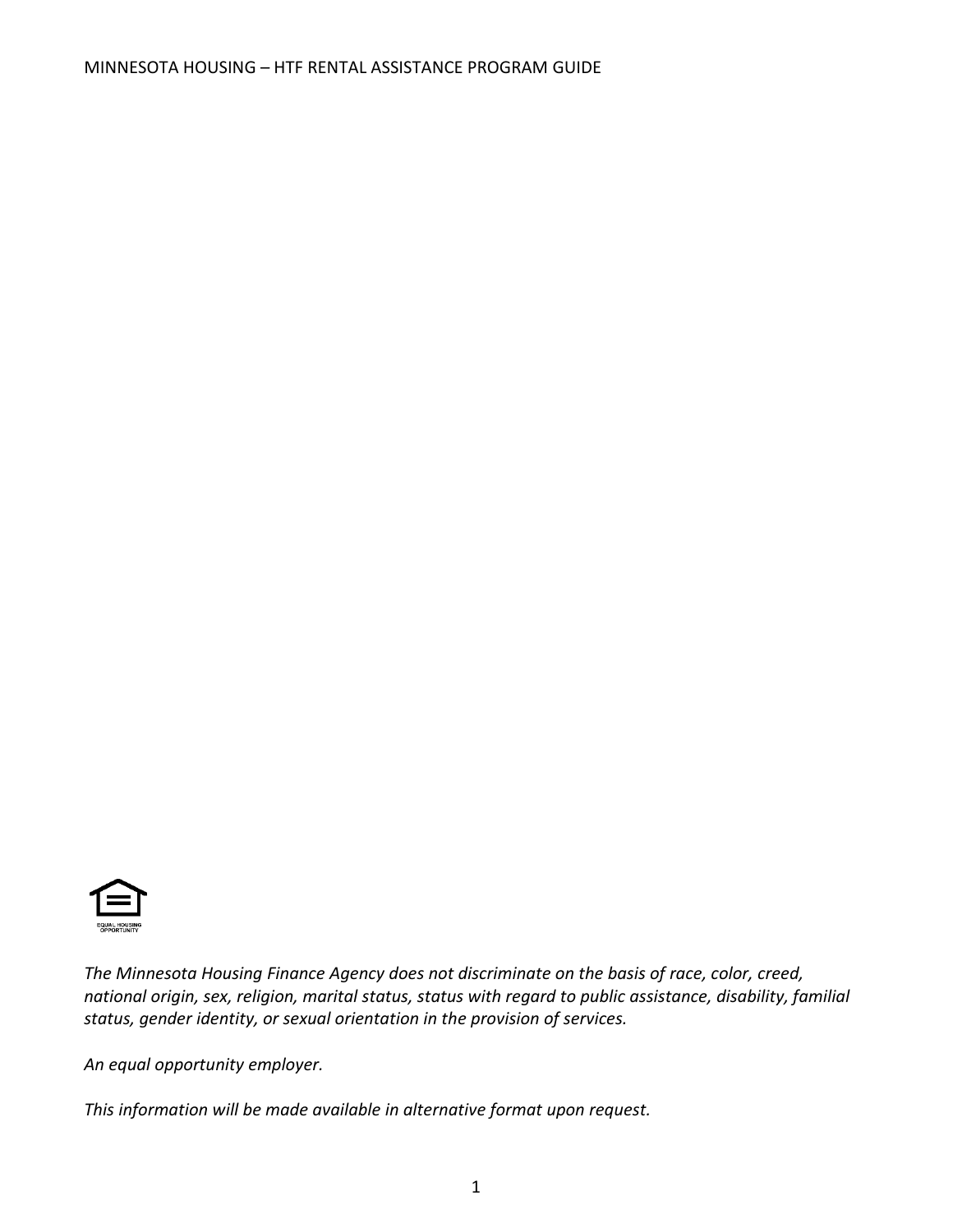*The Minnesota Housing Finance Agency does not discriminate on the basis of race, color, creed, national origin, sex, religion, marital status, status with regard to public assistance, disability, familial status, gender identity, or sexual orientation in the provision of services.*

*An equal opportunity employer.*

*This information will be made available in alternative format upon request.*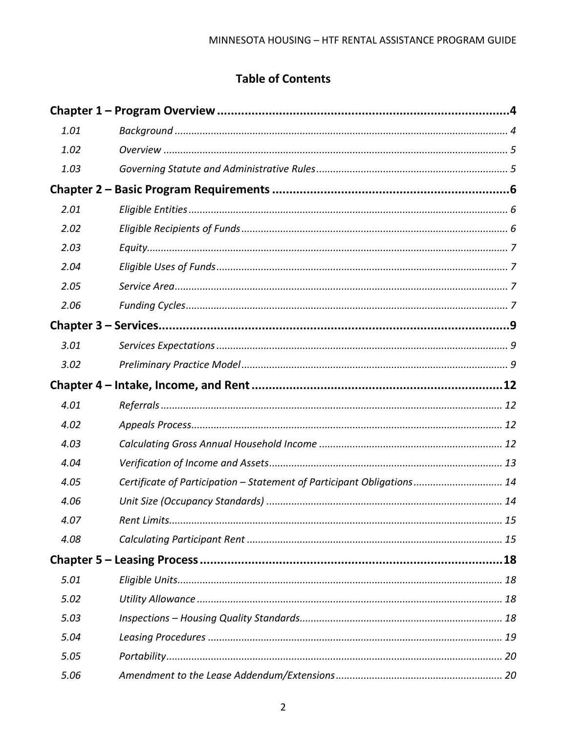## Table of Contents

**Chapter 1 – Program Overview** .......... **4**

| | | |
|---|---|---|
| *1.01* | *Background* | *4* |
| *1.02* | *Overview* | *5* |
| *1.03* | *Governing Statute and Administrative Rules* | *5* |

**Chapter 2 – Basic Program Requirements** .......... **6**

| | | |
|---|---|---|
| *2.01* | *Eligible Entities* | *6* |
| *2.02* | *Eligible Recipients of Funds* | *6* |
| *2.03* | *Equity* | *7* |
| *2.04* | *Eligible Uses of Funds* | *7* |
| *2.05* | *Service Area* | *7* |
| *2.06* | *Funding Cycles* | *7* |

**Chapter 3 – Services** .......... **9**

| | | |
|---|---|---|
| *3.01* | *Services Expectations* | *9* |
| *3.02* | *Preliminary Practice Model* | *9* |

**Chapter 4 – Intake, Income, and Rent** .......... **12**

| | | |
|---|---|---|
| *4.01* | *Referrals* | *12* |
| *4.02* | *Appeals Process* | *12* |
| *4.03* | *Calculating Gross Annual Household Income* | *12* |
| *4.04* | *Verification of Income and Assets* | *13* |
| *4.05* | *Certificate of Participation – Statement of Participant Obligations* | *14* |
| *4.06* | *Unit Size (Occupancy Standards)* | *14* |
| *4.07* | *Rent Limits* | *15* |
| *4.08* | *Calculating Participant Rent* | *15* |

**Chapter 5 – Leasing Process** .......... **18**

| | | |
|---|---|---|
| *5.01* | *Eligible Units* | *18* |
| *5.02* | *Utility Allowance* | *18* |
| *5.03* | *Inspections – Housing Quality Standards* | *18* |
| *5.04* | *Leasing Procedures* | *19* |
| *5.05* | *Portability* | *20* |
| *5.06* | *Amendment to the Lease Addendum/Extensions* | *20* |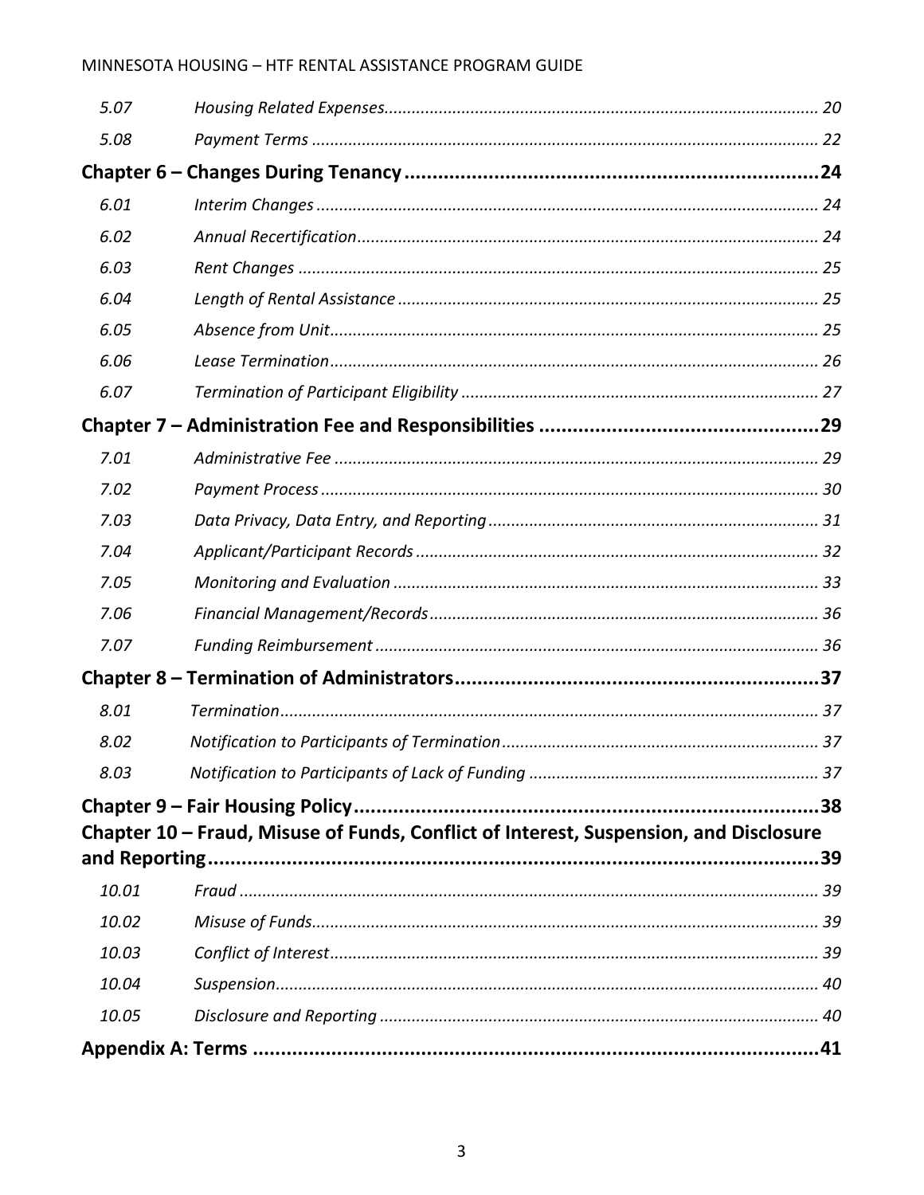| | | |
|---|---|---|
| *5.07* | *Housing Related Expenses* | *20* |
| *5.08* | *Payment Terms* | *22* |
| **Chapter 6 – Changes During Tenancy** | | **24** |
| *6.01* | *Interim Changes* | *24* |
| *6.02* | *Annual Recertification* | *24* |
| *6.03* | *Rent Changes* | *25* |
| *6.04* | *Length of Rental Assistance* | *25* |
| *6.05* | *Absence from Unit* | *25* |
| *6.06* | *Lease Termination* | *26* |
| *6.07* | *Termination of Participant Eligibility* | *27* |
| **Chapter 7 – Administration Fee and Responsibilities** | | **29** |
| *7.01* | *Administrative Fee* | *29* |
| *7.02* | *Payment Process* | *30* |
| *7.03* | *Data Privacy, Data Entry, and Reporting* | *31* |
| *7.04* | *Applicant/Participant Records* | *32* |
| *7.05* | *Monitoring and Evaluation* | *33* |
| *7.06* | *Financial Management/Records* | *36* |
| *7.07* | *Funding Reimbursement* | *36* |
| **Chapter 8 – Termination of Administrators** | | **37** |
| *8.01* | *Termination* | *37* |
| *8.02* | *Notification to Participants of Termination* | *37* |
| *8.03* | *Notification to Participants of Lack of Funding* | *37* |
| **Chapter 9 – Fair Housing Policy** | | **38** |
| **Chapter 10 – Fraud, Misuse of Funds, Conflict of Interest, Suspension, and Disclosure and Reporting** | | **39** |
| *10.01* | *Fraud* | *39* |
| *10.02* | *Misuse of Funds* | *39* |
| *10.03* | *Conflict of Interest* | *39* |
| *10.04* | *Suspension* | *40* |
| *10.05* | *Disclosure and Reporting* | *40* |
| **Appendix A: Terms** | | **41** |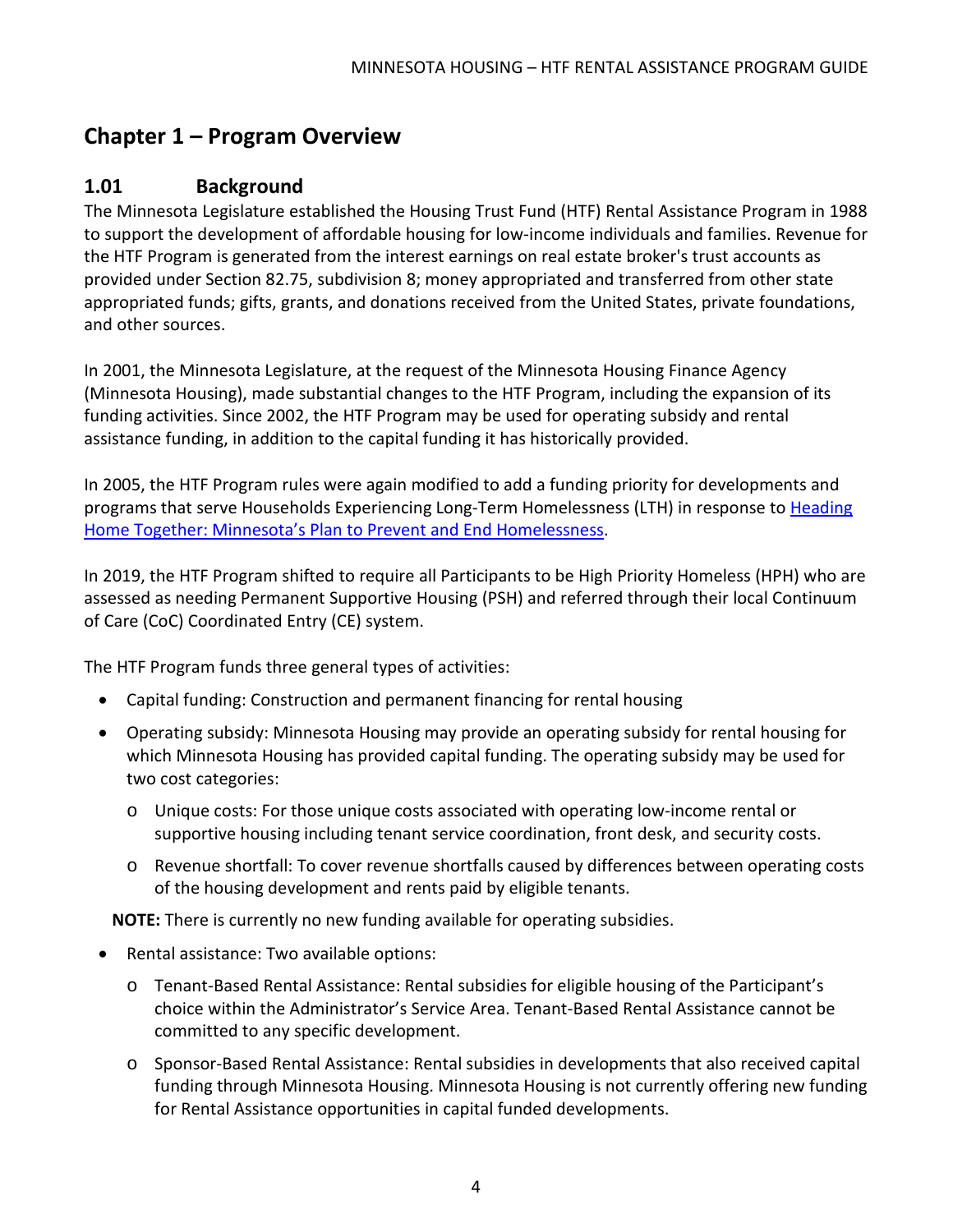# Chapter 1 – Program Overview

## 1.01 Background

The Minnesota Legislature established the Housing Trust Fund (HTF) Rental Assistance Program in 1988 to support the development of affordable housing for low-income individuals and families. Revenue for the HTF Program is generated from the interest earnings on real estate broker's trust accounts as provided under Section 82.75, subdivision 8; money appropriated and transferred from other state appropriated funds; gifts, grants, and donations received from the United States, private foundations, and other sources.

In 2001, the Minnesota Legislature, at the request of the Minnesota Housing Finance Agency (Minnesota Housing), made substantial changes to the HTF Program, including the expansion of its funding activities. Since 2002, the HTF Program may be used for operating subsidy and rental assistance funding, in addition to the capital funding it has historically provided.

In 2005, the HTF Program rules were again modified to add a funding priority for developments and programs that serve Households Experiencing Long-Term Homelessness (LTH) in response to Heading Home Together: Minnesota's Plan to Prevent and End Homelessness.

In 2019, the HTF Program shifted to require all Participants to be High Priority Homeless (HPH) who are assessed as needing Permanent Supportive Housing (PSH) and referred through their local Continuum of Care (CoC) Coordinated Entry (CE) system.

The HTF Program funds three general types of activities:

- Capital funding: Construction and permanent financing for rental housing
- Operating subsidy: Minnesota Housing may provide an operating subsidy for rental housing for which Minnesota Housing has provided capital funding. The operating subsidy may be used for two cost categories:
  - Unique costs: For those unique costs associated with operating low-income rental or supportive housing including tenant service coordination, front desk, and security costs.
  - Revenue shortfall: To cover revenue shortfalls caused by differences between operating costs of the housing development and rents paid by eligible tenants.

**NOTE:** There is currently no new funding available for operating subsidies.

- Rental assistance: Two available options:
  - Tenant-Based Rental Assistance: Rental subsidies for eligible housing of the Participant's choice within the Administrator's Service Area. Tenant-Based Rental Assistance cannot be committed to any specific development.
  - Sponsor-Based Rental Assistance: Rental subsidies in developments that also received capital funding through Minnesota Housing. Minnesota Housing is not currently offering new funding for Rental Assistance opportunities in capital funded developments.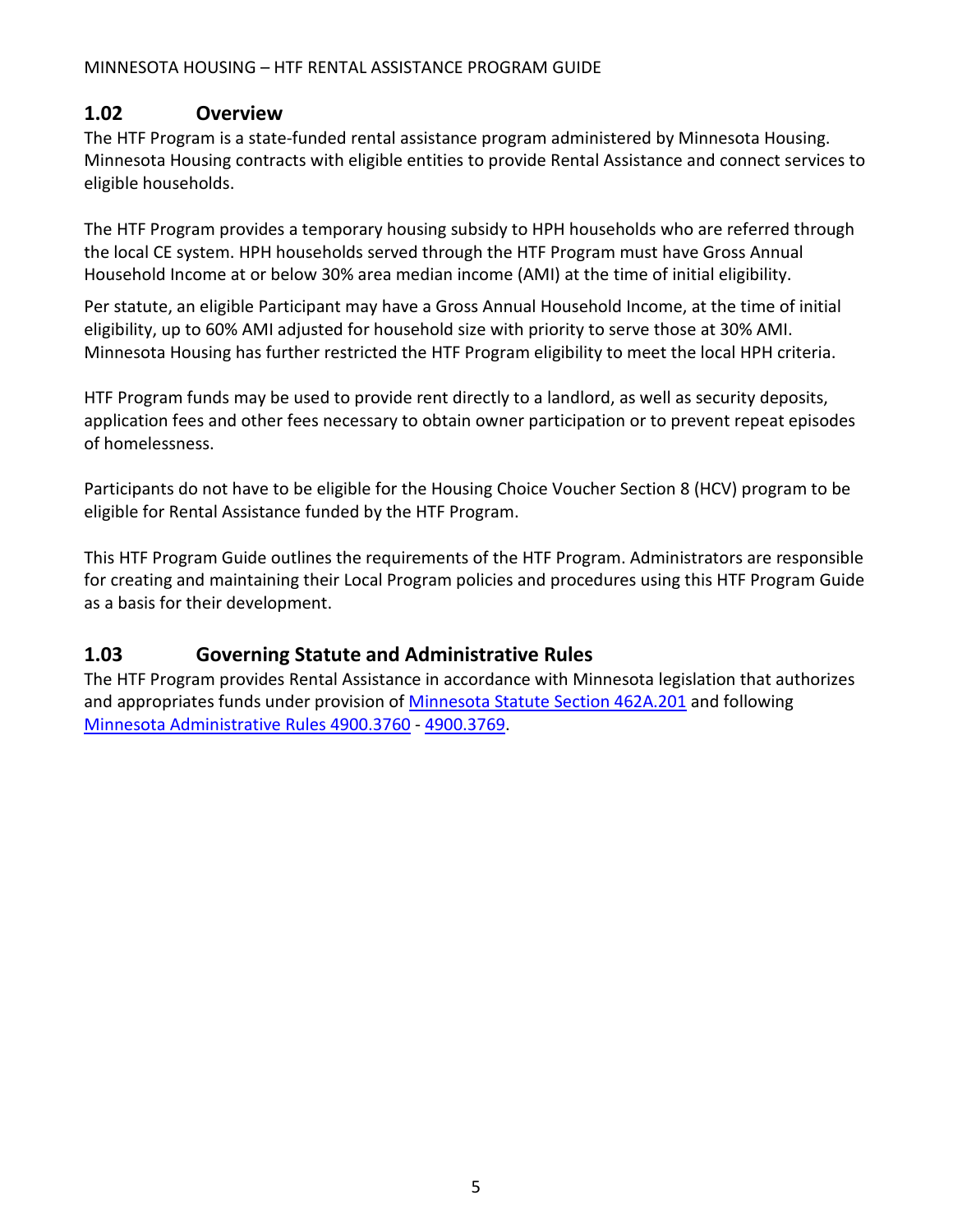## 1.02 Overview

The HTF Program is a state-funded rental assistance program administered by Minnesota Housing. Minnesota Housing contracts with eligible entities to provide Rental Assistance and connect services to eligible households.

The HTF Program provides a temporary housing subsidy to HPH households who are referred through the local CE system. HPH households served through the HTF Program must have Gross Annual Household Income at or below 30% area median income (AMI) at the time of initial eligibility.

Per statute, an eligible Participant may have a Gross Annual Household Income, at the time of initial eligibility, up to 60% AMI adjusted for household size with priority to serve those at 30% AMI. Minnesota Housing has further restricted the HTF Program eligibility to meet the local HPH criteria.

HTF Program funds may be used to provide rent directly to a landlord, as well as security deposits, application fees and other fees necessary to obtain owner participation or to prevent repeat episodes of homelessness.

Participants do not have to be eligible for the Housing Choice Voucher Section 8 (HCV) program to be eligible for Rental Assistance funded by the HTF Program.

This HTF Program Guide outlines the requirements of the HTF Program. Administrators are responsible for creating and maintaining their Local Program policies and procedures using this HTF Program Guide as a basis for their development.

## 1.03 Governing Statute and Administrative Rules

The HTF Program provides Rental Assistance in accordance with Minnesota legislation that authorizes and appropriates funds under provision of Minnesota Statute Section 462A.201 and following Minnesota Administrative Rules 4900.3760 - 4900.3769.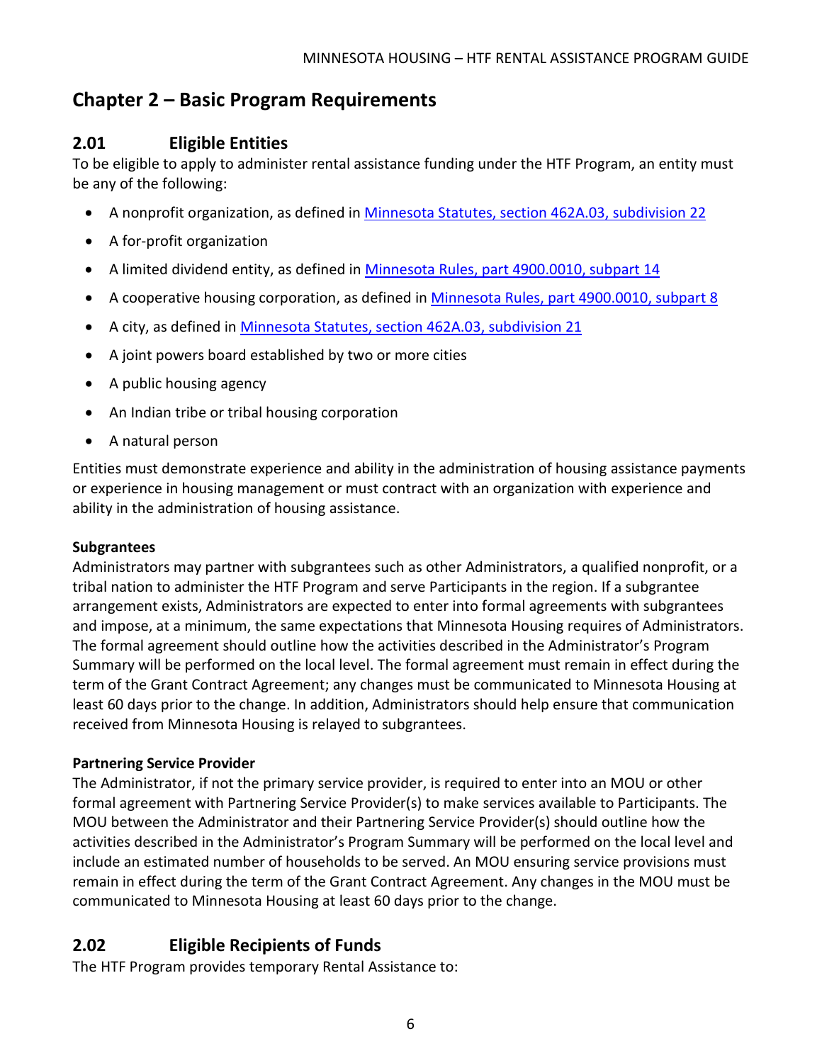# Chapter 2 – Basic Program Requirements

## 2.01 Eligible Entities

To be eligible to apply to administer rental assistance funding under the HTF Program, an entity must be any of the following:

- A nonprofit organization, as defined in [Minnesota Statutes, section 462A.03, subdivision 22]
- A for-profit organization
- A limited dividend entity, as defined in [Minnesota Rules, part 4900.0010, subpart 14]
- A cooperative housing corporation, as defined in [Minnesota Rules, part 4900.0010, subpart 8]
- A city, as defined in [Minnesota Statutes, section 462A.03, subdivision 21]
- A joint powers board established by two or more cities
- A public housing agency
- An Indian tribe or tribal housing corporation
- A natural person

Entities must demonstrate experience and ability in the administration of housing assistance payments or experience in housing management or must contract with an organization with experience and ability in the administration of housing assistance.

**Subgrantees**

Administrators may partner with subgrantees such as other Administrators, a qualified nonprofit, or a tribal nation to administer the HTF Program and serve Participants in the region. If a subgrantee arrangement exists, Administrators are expected to enter into formal agreements with subgrantees and impose, at a minimum, the same expectations that Minnesota Housing requires of Administrators. The formal agreement should outline how the activities described in the Administrator's Program Summary will be performed on the local level. The formal agreement must remain in effect during the term of the Grant Contract Agreement; any changes must be communicated to Minnesota Housing at least 60 days prior to the change. In addition, Administrators should help ensure that communication received from Minnesota Housing is relayed to subgrantees.

**Partnering Service Provider**

The Administrator, if not the primary service provider, is required to enter into an MOU or other formal agreement with Partnering Service Provider(s) to make services available to Participants. The MOU between the Administrator and their Partnering Service Provider(s) should outline how the activities described in the Administrator's Program Summary will be performed on the local level and include an estimated number of households to be served. An MOU ensuring service provisions must remain in effect during the term of the Grant Contract Agreement. Any changes in the MOU must be communicated to Minnesota Housing at least 60 days prior to the change.

## 2.02 Eligible Recipients of Funds

The HTF Program provides temporary Rental Assistance to: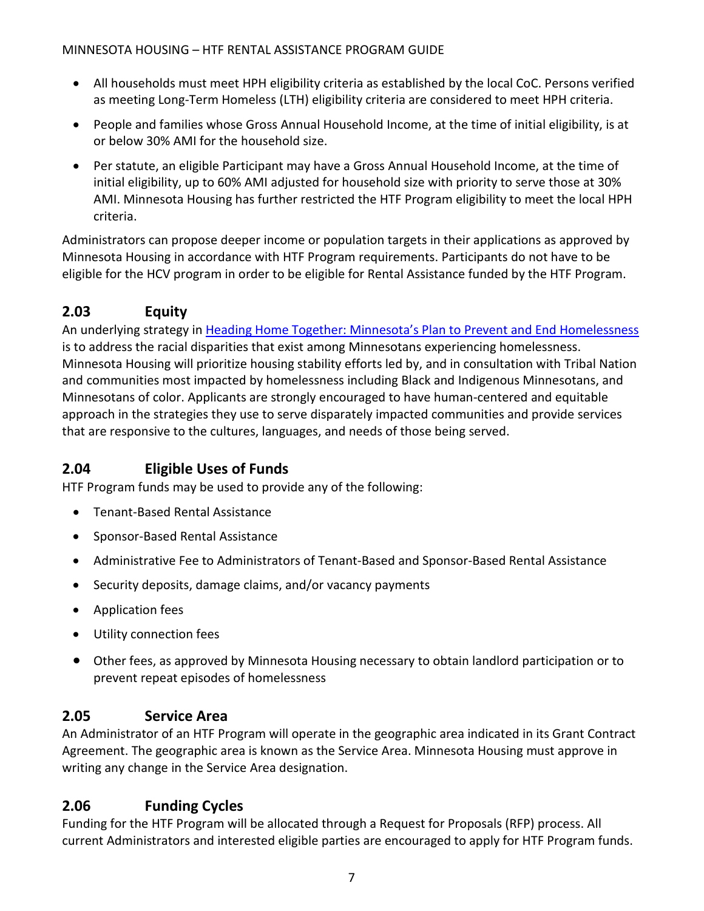- All households must meet HPH eligibility criteria as established by the local CoC. Persons verified as meeting Long-Term Homeless (LTH) eligibility criteria are considered to meet HPH criteria.
- People and families whose Gross Annual Household Income, at the time of initial eligibility, is at or below 30% AMI for the household size.
- Per statute, an eligible Participant may have a Gross Annual Household Income, at the time of initial eligibility, up to 60% AMI adjusted for household size with priority to serve those at 30% AMI. Minnesota Housing has further restricted the HTF Program eligibility to meet the local HPH criteria.

Administrators can propose deeper income or population targets in their applications as approved by Minnesota Housing in accordance with HTF Program requirements. Participants do not have to be eligible for the HCV program in order to be eligible for Rental Assistance funded by the HTF Program.

## 2.03 Equity

An underlying strategy in [Heading Home Together: Minnesota's Plan to Prevent and End Homelessness] is to address the racial disparities that exist among Minnesotans experiencing homelessness. Minnesota Housing will prioritize housing stability efforts led by, and in consultation with Tribal Nation and communities most impacted by homelessness including Black and Indigenous Minnesotans, and Minnesotans of color. Applicants are strongly encouraged to have human-centered and equitable approach in the strategies they use to serve disparately impacted communities and provide services that are responsive to the cultures, languages, and needs of those being served.

## 2.04 Eligible Uses of Funds

HTF Program funds may be used to provide any of the following:

- Tenant-Based Rental Assistance
- Sponsor-Based Rental Assistance
- Administrative Fee to Administrators of Tenant-Based and Sponsor-Based Rental Assistance
- Security deposits, damage claims, and/or vacancy payments
- Application fees
- Utility connection fees
- Other fees, as approved by Minnesota Housing necessary to obtain landlord participation or to prevent repeat episodes of homelessness

## 2.05 Service Area

An Administrator of an HTF Program will operate in the geographic area indicated in its Grant Contract Agreement. The geographic area is known as the Service Area. Minnesota Housing must approve in writing any change in the Service Area designation.

## 2.06 Funding Cycles

Funding for the HTF Program will be allocated through a Request for Proposals (RFP) process. All current Administrators and interested eligible parties are encouraged to apply for HTF Program funds.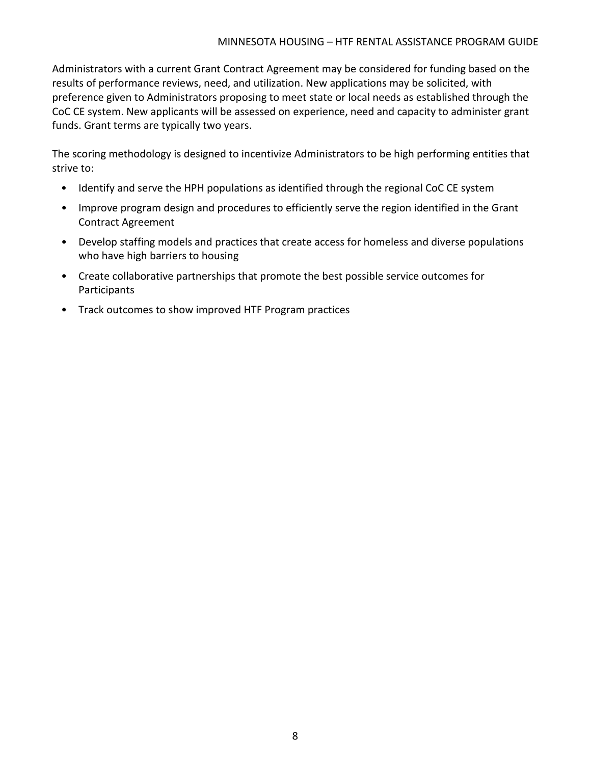Administrators with a current Grant Contract Agreement may be considered for funding based on the results of performance reviews, need, and utilization. New applications may be solicited, with preference given to Administrators proposing to meet state or local needs as established through the CoC CE system. New applicants will be assessed on experience, need and capacity to administer grant funds. Grant terms are typically two years.

The scoring methodology is designed to incentivize Administrators to be high performing entities that strive to:

- Identify and serve the HPH populations as identified through the regional CoC CE system
- Improve program design and procedures to efficiently serve the region identified in the Grant Contract Agreement
- Develop staffing models and practices that create access for homeless and diverse populations who have high barriers to housing
- Create collaborative partnerships that promote the best possible service outcomes for Participants
- Track outcomes to show improved HTF Program practices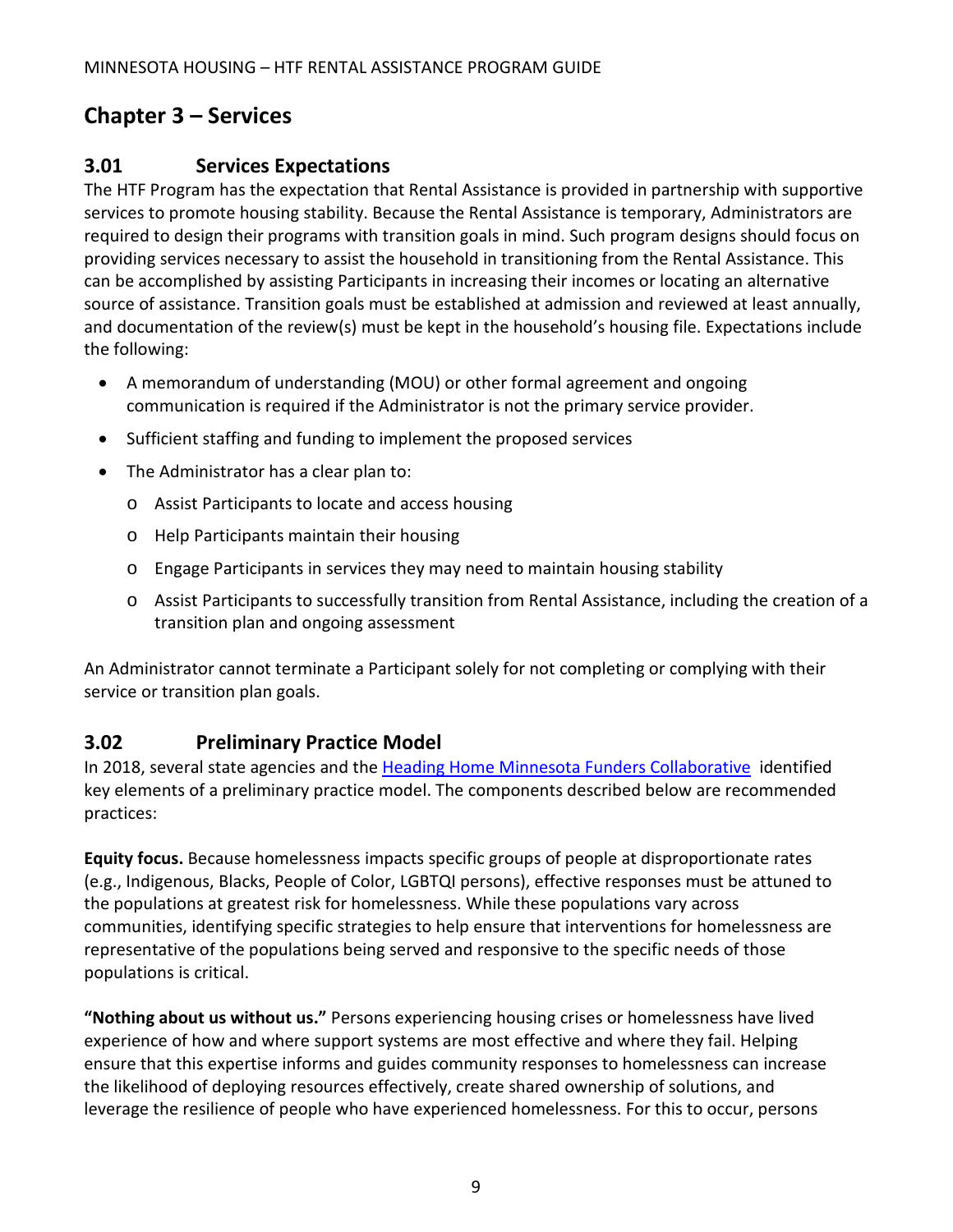# Chapter 3 – Services

## 3.01 Services Expectations

The HTF Program has the expectation that Rental Assistance is provided in partnership with supportive services to promote housing stability. Because the Rental Assistance is temporary, Administrators are required to design their programs with transition goals in mind. Such program designs should focus on providing services necessary to assist the household in transitioning from the Rental Assistance. This can be accomplished by assisting Participants in increasing their incomes or locating an alternative source of assistance. Transition goals must be established at admission and reviewed at least annually, and documentation of the review(s) must be kept in the household's housing file. Expectations include the following:

- A memorandum of understanding (MOU) or other formal agreement and ongoing communication is required if the Administrator is not the primary service provider.
- Sufficient staffing and funding to implement the proposed services
- The Administrator has a clear plan to:
  - Assist Participants to locate and access housing
  - Help Participants maintain their housing
  - Engage Participants in services they may need to maintain housing stability
  - Assist Participants to successfully transition from Rental Assistance, including the creation of a transition plan and ongoing assessment

An Administrator cannot terminate a Participant solely for not completing or complying with their service or transition plan goals.

## 3.02 Preliminary Practice Model

In 2018, several state agencies and the [Heading Home Minnesota Funders Collaborative](#) identified key elements of a preliminary practice model. The components described below are recommended practices:

**Equity focus.** Because homelessness impacts specific groups of people at disproportionate rates (e.g., Indigenous, Blacks, People of Color, LGBTQI persons), effective responses must be attuned to the populations at greatest risk for homelessness. While these populations vary across communities, identifying specific strategies to help ensure that interventions for homelessness are representative of the populations being served and responsive to the specific needs of those populations is critical.

**"Nothing about us without us."** Persons experiencing housing crises or homelessness have lived experience of how and where support systems are most effective and where they fail. Helping ensure that this expertise informs and guides community responses to homelessness can increase the likelihood of deploying resources effectively, create shared ownership of solutions, and leverage the resilience of people who have experienced homelessness. For this to occur, persons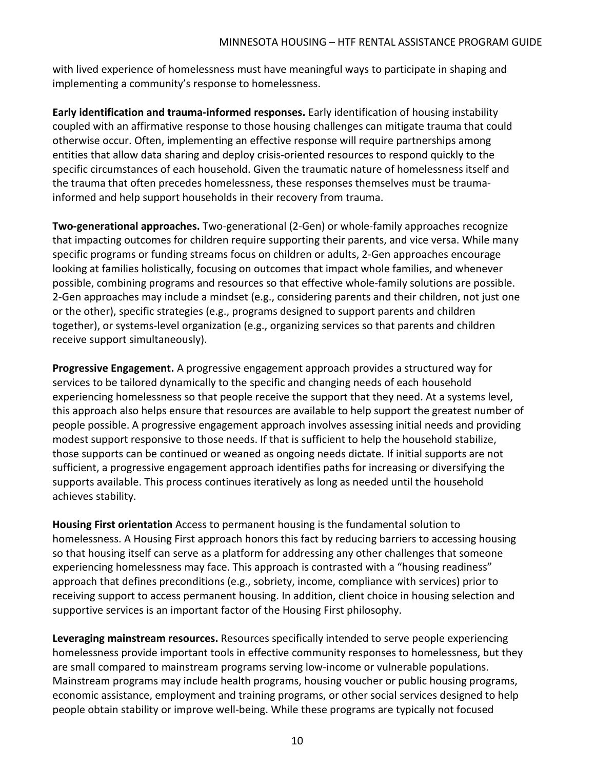with lived experience of homelessness must have meaningful ways to participate in shaping and implementing a community's response to homelessness.

**Early identification and trauma-informed responses.** Early identification of housing instability coupled with an affirmative response to those housing challenges can mitigate trauma that could otherwise occur. Often, implementing an effective response will require partnerships among entities that allow data sharing and deploy crisis-oriented resources to respond quickly to the specific circumstances of each household. Given the traumatic nature of homelessness itself and the trauma that often precedes homelessness, these responses themselves must be trauma-informed and help support households in their recovery from trauma.

**Two-generational approaches.** Two-generational (2-Gen) or whole-family approaches recognize that impacting outcomes for children require supporting their parents, and vice versa. While many specific programs or funding streams focus on children or adults, 2-Gen approaches encourage looking at families holistically, focusing on outcomes that impact whole families, and whenever possible, combining programs and resources so that effective whole-family solutions are possible. 2-Gen approaches may include a mindset (e.g., considering parents and their children, not just one or the other), specific strategies (e.g., programs designed to support parents and children together), or systems-level organization (e.g., organizing services so that parents and children receive support simultaneously).

**Progressive Engagement.** A progressive engagement approach provides a structured way for services to be tailored dynamically to the specific and changing needs of each household experiencing homelessness so that people receive the support that they need. At a systems level, this approach also helps ensure that resources are available to help support the greatest number of people possible. A progressive engagement approach involves assessing initial needs and providing modest support responsive to those needs. If that is sufficient to help the household stabilize, those supports can be continued or weaned as ongoing needs dictate. If initial supports are not sufficient, a progressive engagement approach identifies paths for increasing or diversifying the supports available. This process continues iteratively as long as needed until the household achieves stability.

**Housing First orientation** Access to permanent housing is the fundamental solution to homelessness. A Housing First approach honors this fact by reducing barriers to accessing housing so that housing itself can serve as a platform for addressing any other challenges that someone experiencing homelessness may face. This approach is contrasted with a "housing readiness" approach that defines preconditions (e.g., sobriety, income, compliance with services) prior to receiving support to access permanent housing. In addition, client choice in housing selection and supportive services is an important factor of the Housing First philosophy.

**Leveraging mainstream resources.** Resources specifically intended to serve people experiencing homelessness provide important tools in effective community responses to homelessness, but they are small compared to mainstream programs serving low-income or vulnerable populations. Mainstream programs may include health programs, housing voucher or public housing programs, economic assistance, employment and training programs, or other social services designed to help people obtain stability or improve well-being. While these programs are typically not focused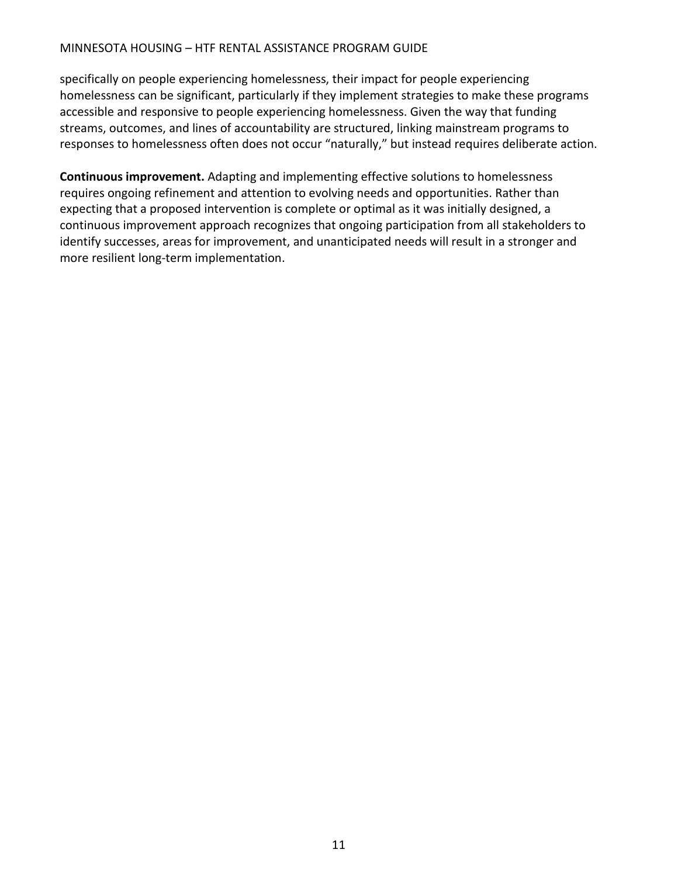specifically on people experiencing homelessness, their impact for people experiencing homelessness can be significant, particularly if they implement strategies to make these programs accessible and responsive to people experiencing homelessness. Given the way that funding streams, outcomes, and lines of accountability are structured, linking mainstream programs to responses to homelessness often does not occur "naturally," but instead requires deliberate action.

**Continuous improvement.** Adapting and implementing effective solutions to homelessness requires ongoing refinement and attention to evolving needs and opportunities. Rather than expecting that a proposed intervention is complete or optimal as it was initially designed, a continuous improvement approach recognizes that ongoing participation from all stakeholders to identify successes, areas for improvement, and unanticipated needs will result in a stronger and more resilient long-term implementation.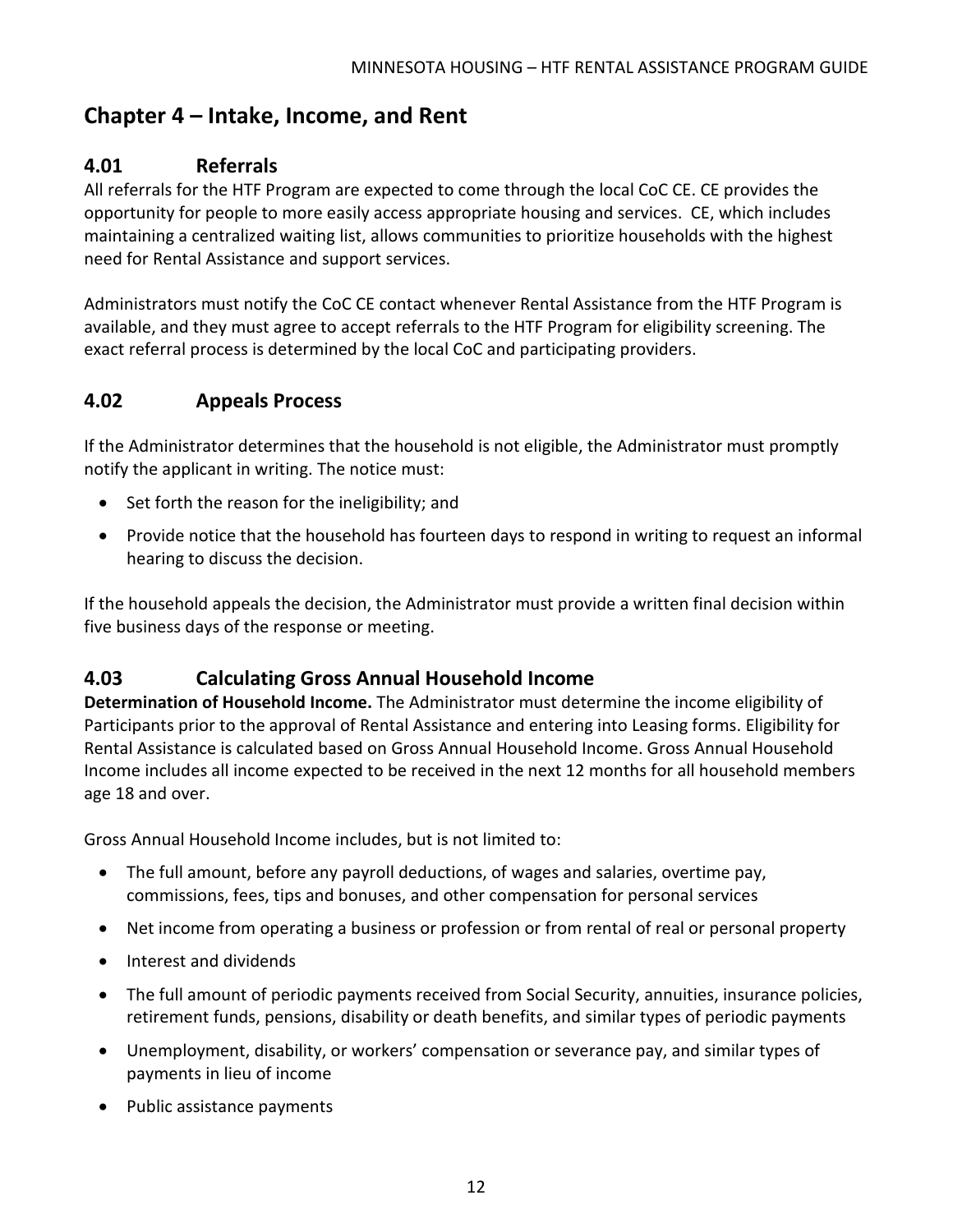# Chapter 4 – Intake, Income, and Rent

## 4.01 Referrals

All referrals for the HTF Program are expected to come through the local CoC CE. CE provides the opportunity for people to more easily access appropriate housing and services. CE, which includes maintaining a centralized waiting list, allows communities to prioritize households with the highest need for Rental Assistance and support services.

Administrators must notify the CoC CE contact whenever Rental Assistance from the HTF Program is available, and they must agree to accept referrals to the HTF Program for eligibility screening. The exact referral process is determined by the local CoC and participating providers.

## 4.02 Appeals Process

If the Administrator determines that the household is not eligible, the Administrator must promptly notify the applicant in writing. The notice must:

- Set forth the reason for the ineligibility; and
- Provide notice that the household has fourteen days to respond in writing to request an informal hearing to discuss the decision.

If the household appeals the decision, the Administrator must provide a written final decision within five business days of the response or meeting.

## 4.03 Calculating Gross Annual Household Income

**Determination of Household Income.** The Administrator must determine the income eligibility of Participants prior to the approval of Rental Assistance and entering into Leasing forms. Eligibility for Rental Assistance is calculated based on Gross Annual Household Income. Gross Annual Household Income includes all income expected to be received in the next 12 months for all household members age 18 and over.

Gross Annual Household Income includes, but is not limited to:

- The full amount, before any payroll deductions, of wages and salaries, overtime pay, commissions, fees, tips and bonuses, and other compensation for personal services
- Net income from operating a business or profession or from rental of real or personal property
- Interest and dividends
- The full amount of periodic payments received from Social Security, annuities, insurance policies, retirement funds, pensions, disability or death benefits, and similar types of periodic payments
- Unemployment, disability, or workers' compensation or severance pay, and similar types of payments in lieu of income
- Public assistance payments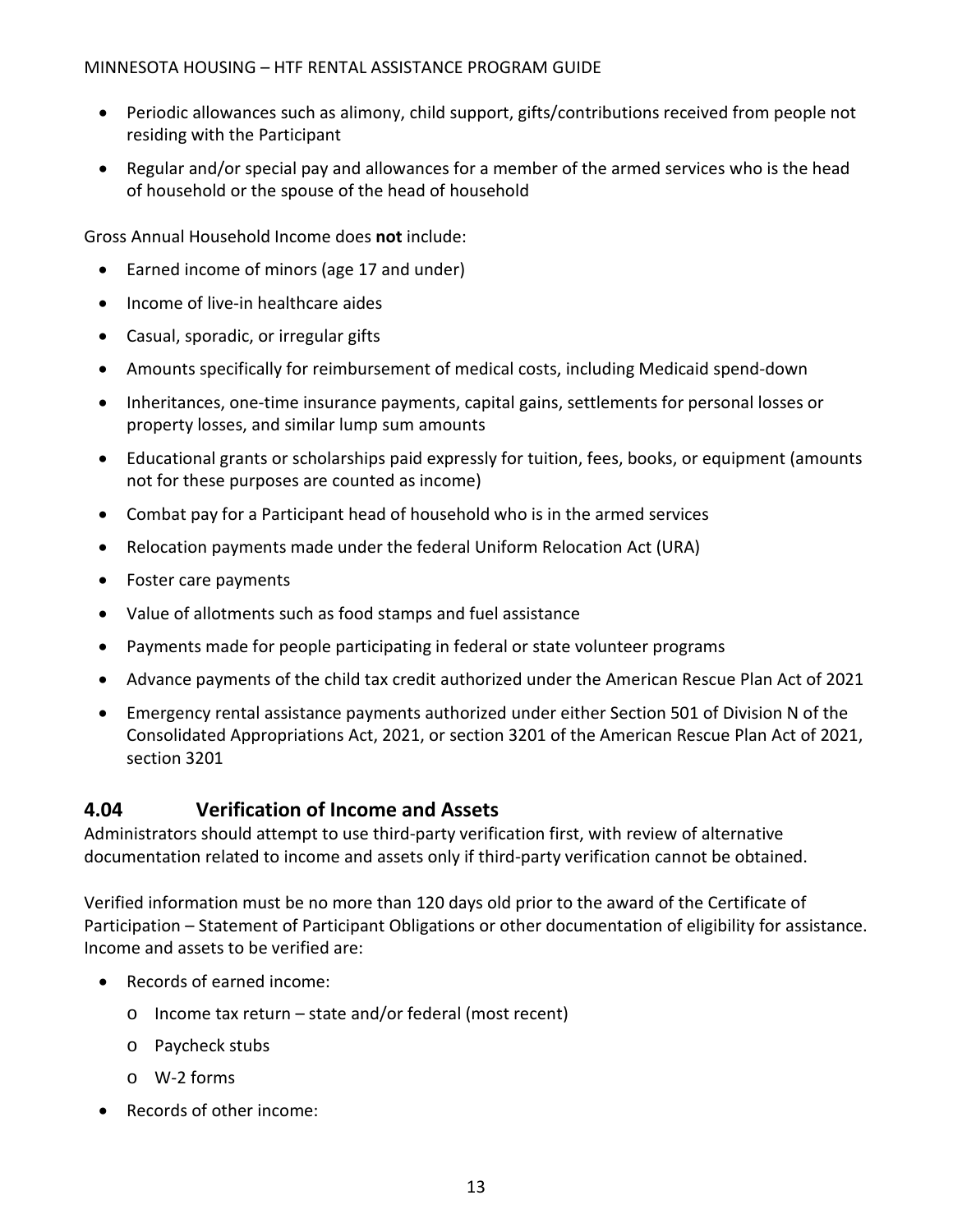- Periodic allowances such as alimony, child support, gifts/contributions received from people not residing with the Participant
- Regular and/or special pay and allowances for a member of the armed services who is the head of household or the spouse of the head of household

Gross Annual Household Income does **not** include:

- Earned income of minors (age 17 and under)
- Income of live-in healthcare aides
- Casual, sporadic, or irregular gifts
- Amounts specifically for reimbursement of medical costs, including Medicaid spend-down
- Inheritances, one-time insurance payments, capital gains, settlements for personal losses or property losses, and similar lump sum amounts
- Educational grants or scholarships paid expressly for tuition, fees, books, or equipment (amounts not for these purposes are counted as income)
- Combat pay for a Participant head of household who is in the armed services
- Relocation payments made under the federal Uniform Relocation Act (URA)
- Foster care payments
- Value of allotments such as food stamps and fuel assistance
- Payments made for people participating in federal or state volunteer programs
- Advance payments of the child tax credit authorized under the American Rescue Plan Act of 2021
- Emergency rental assistance payments authorized under either Section 501 of Division N of the Consolidated Appropriations Act, 2021, or section 3201 of the American Rescue Plan Act of 2021, section 3201

## 4.04 Verification of Income and Assets

Administrators should attempt to use third-party verification first, with review of alternative documentation related to income and assets only if third-party verification cannot be obtained.

Verified information must be no more than 120 days old prior to the award of the Certificate of Participation – Statement of Participant Obligations or other documentation of eligibility for assistance. Income and assets to be verified are:

- Records of earned income:
  - Income tax return – state and/or federal (most recent)
  - Paycheck stubs
  - W-2 forms
- Records of other income: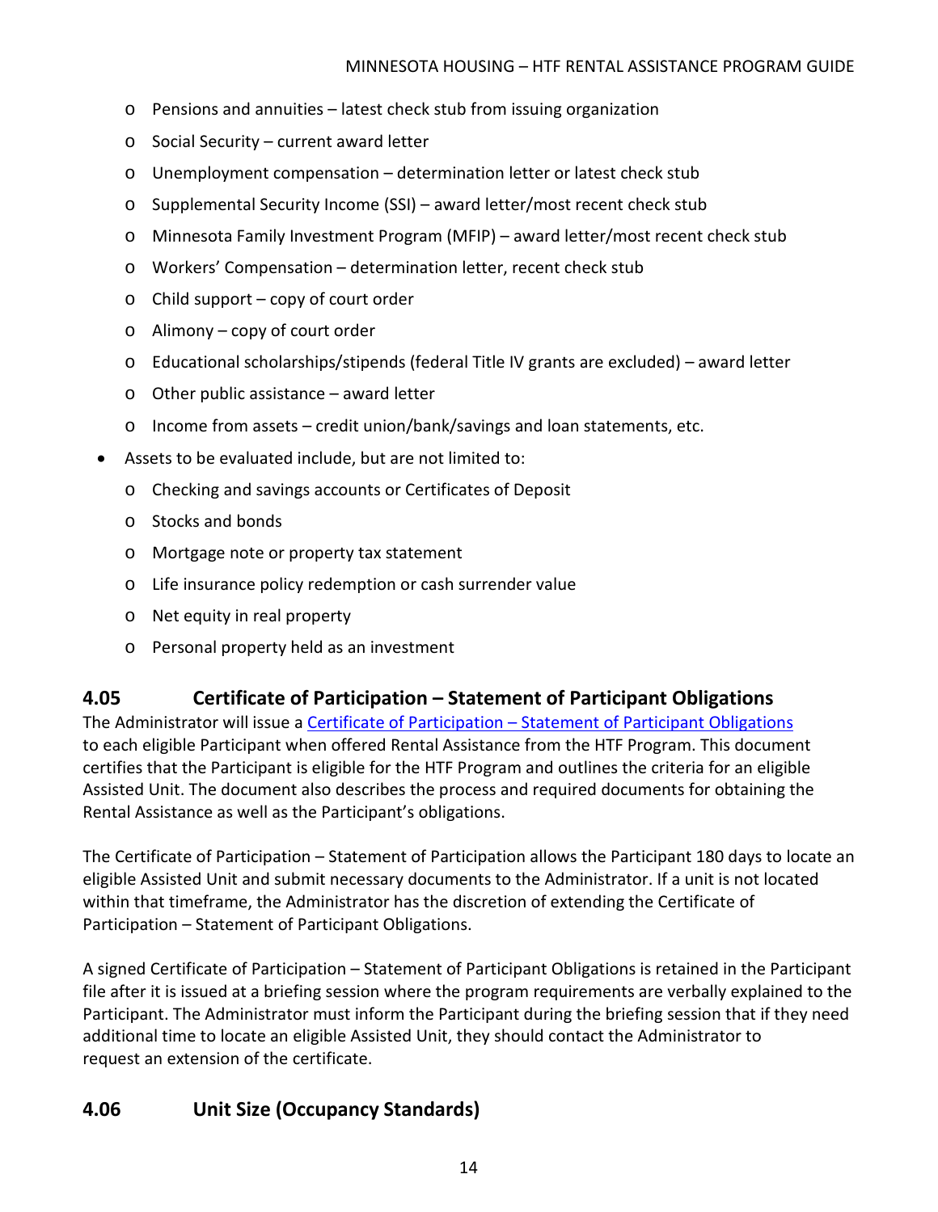- Pensions and annuities – latest check stub from issuing organization
  - Social Security – current award letter
  - Unemployment compensation – determination letter or latest check stub
  - Supplemental Security Income (SSI) – award letter/most recent check stub
  - Minnesota Family Investment Program (MFIP) – award letter/most recent check stub
  - Workers' Compensation – determination letter, recent check stub
  - Child support – copy of court order
  - Alimony – copy of court order
  - Educational scholarships/stipends (federal Title IV grants are excluded) – award letter
  - Other public assistance – award letter
  - Income from assets – credit union/bank/savings and loan statements, etc.
- Assets to be evaluated include, but are not limited to:
  - Checking and savings accounts or Certificates of Deposit
  - Stocks and bonds
  - Mortgage note or property tax statement
  - Life insurance policy redemption or cash surrender value
  - Net equity in real property
  - Personal property held as an investment

## 4.05 Certificate of Participation – Statement of Participant Obligations

The Administrator will issue a Certificate of Participation – Statement of Participant Obligations to each eligible Participant when offered Rental Assistance from the HTF Program. This document certifies that the Participant is eligible for the HTF Program and outlines the criteria for an eligible Assisted Unit. The document also describes the process and required documents for obtaining the Rental Assistance as well as the Participant's obligations.

The Certificate of Participation – Statement of Participation allows the Participant 180 days to locate an eligible Assisted Unit and submit necessary documents to the Administrator. If a unit is not located within that timeframe, the Administrator has the discretion of extending the Certificate of Participation – Statement of Participant Obligations.

A signed Certificate of Participation – Statement of Participant Obligations is retained in the Participant file after it is issued at a briefing session where the program requirements are verbally explained to the Participant. The Administrator must inform the Participant during the briefing session that if they need additional time to locate an eligible Assisted Unit, they should contact the Administrator to request an extension of the certificate.

## 4.06 Unit Size (Occupancy Standards)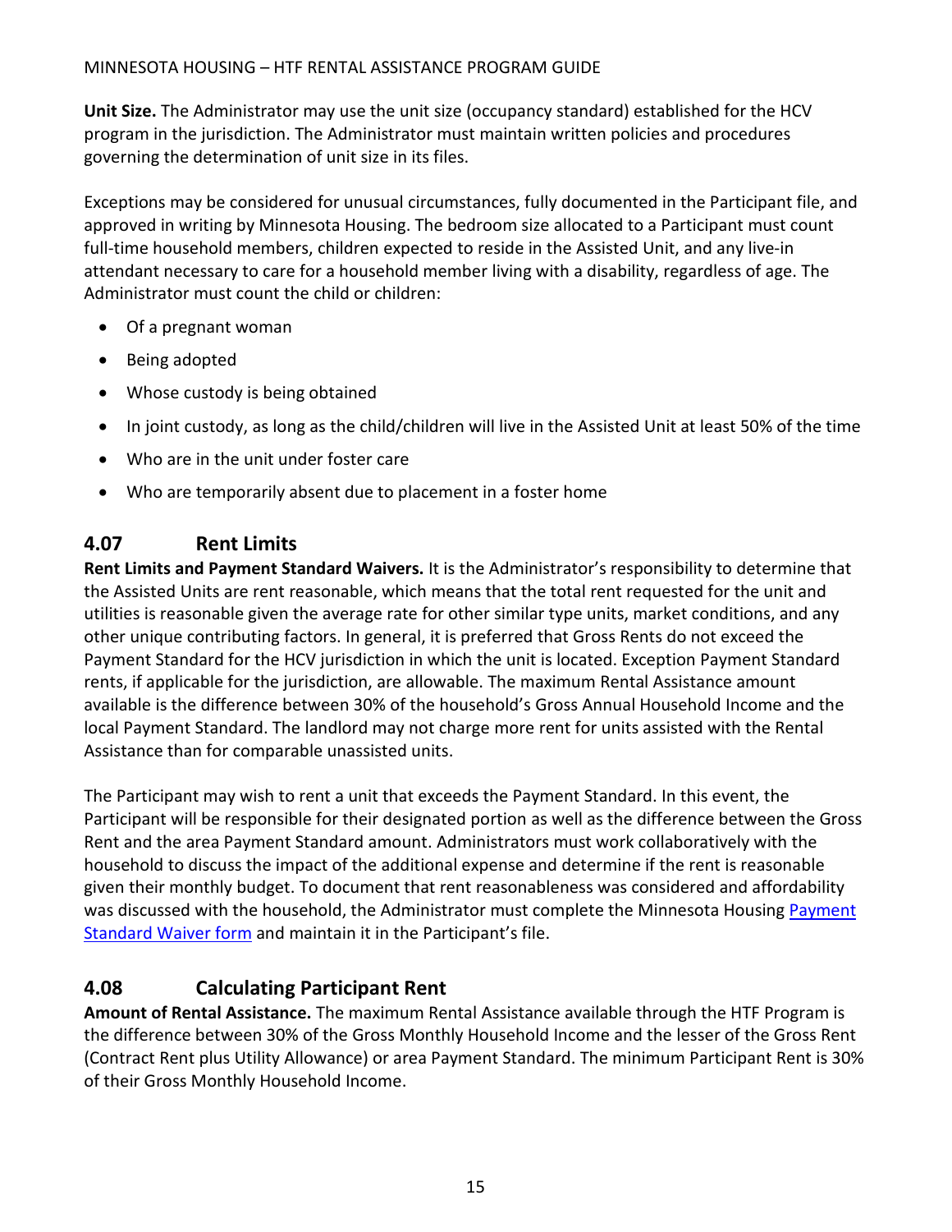**Unit Size.** The Administrator may use the unit size (occupancy standard) established for the HCV program in the jurisdiction. The Administrator must maintain written policies and procedures governing the determination of unit size in its files.

Exceptions may be considered for unusual circumstances, fully documented in the Participant file, and approved in writing by Minnesota Housing. The bedroom size allocated to a Participant must count full-time household members, children expected to reside in the Assisted Unit, and any live-in attendant necessary to care for a household member living with a disability, regardless of age. The Administrator must count the child or children:

- Of a pregnant woman
- Being adopted
- Whose custody is being obtained
- In joint custody, as long as the child/children will live in the Assisted Unit at least 50% of the time
- Who are in the unit under foster care
- Who are temporarily absent due to placement in a foster home

## 4.07 Rent Limits

**Rent Limits and Payment Standard Waivers.** It is the Administrator's responsibility to determine that the Assisted Units are rent reasonable, which means that the total rent requested for the unit and utilities is reasonable given the average rate for other similar type units, market conditions, and any other unique contributing factors. In general, it is preferred that Gross Rents do not exceed the Payment Standard for the HCV jurisdiction in which the unit is located. Exception Payment Standard rents, if applicable for the jurisdiction, are allowable. The maximum Rental Assistance amount available is the difference between 30% of the household's Gross Annual Household Income and the local Payment Standard. The landlord may not charge more rent for units assisted with the Rental Assistance than for comparable unassisted units.

The Participant may wish to rent a unit that exceeds the Payment Standard. In this event, the Participant will be responsible for their designated portion as well as the difference between the Gross Rent and the area Payment Standard amount. Administrators must work collaboratively with the household to discuss the impact of the additional expense and determine if the rent is reasonable given their monthly budget. To document that rent reasonableness was considered and affordability was discussed with the household, the Administrator must complete the Minnesota Housing Payment Standard Waiver form and maintain it in the Participant's file.

## 4.08 Calculating Participant Rent

**Amount of Rental Assistance.** The maximum Rental Assistance available through the HTF Program is the difference between 30% of the Gross Monthly Household Income and the lesser of the Gross Rent (Contract Rent plus Utility Allowance) or area Payment Standard. The minimum Participant Rent is 30% of their Gross Monthly Household Income.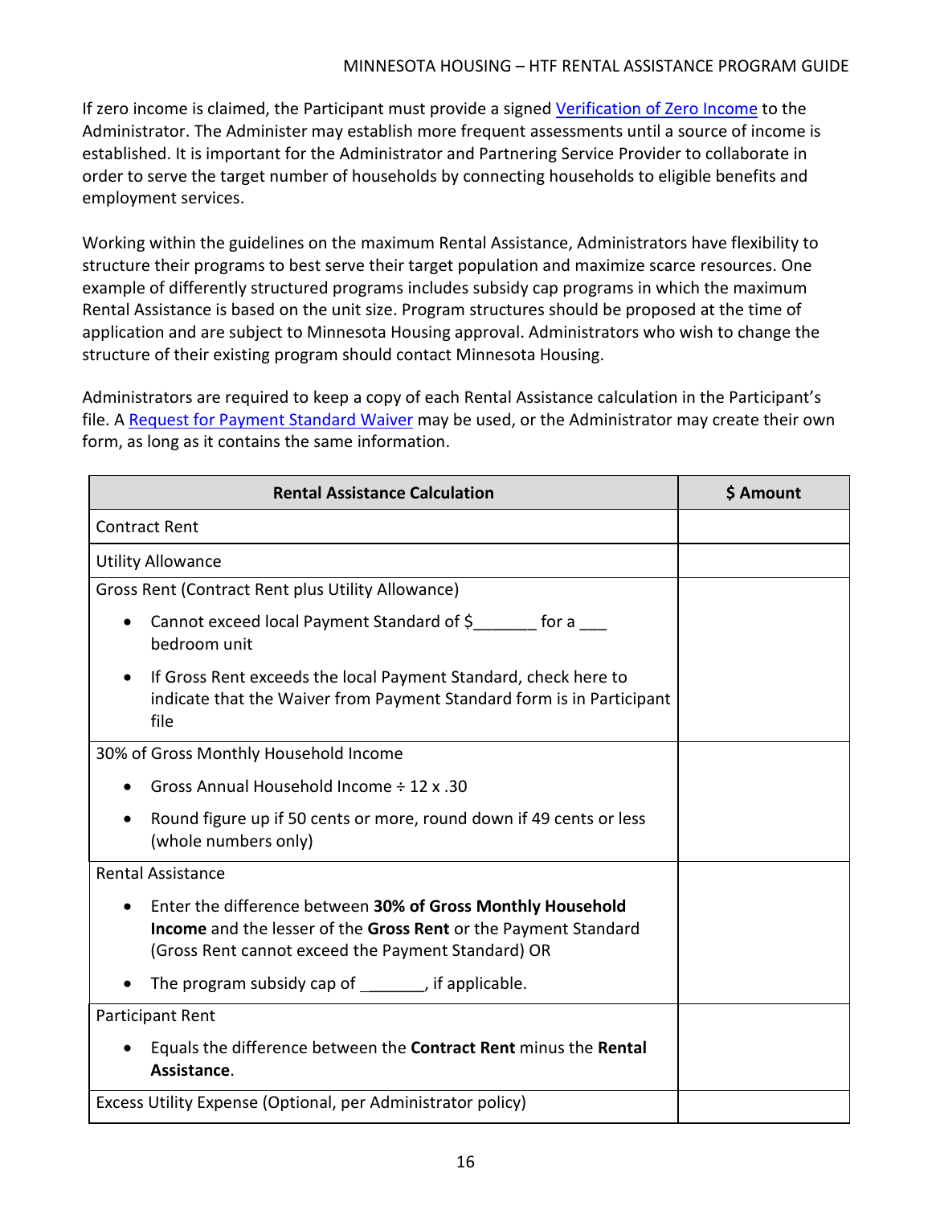If zero income is claimed, the Participant must provide a signed Verification of Zero Income to the Administrator. The Administer may establish more frequent assessments until a source of income is established. It is important for the Administrator and Partnering Service Provider to collaborate in order to serve the target number of households by connecting households to eligible benefits and employment services.

Working within the guidelines on the maximum Rental Assistance, Administrators have flexibility to structure their programs to best serve their target population and maximize scarce resources. One example of differently structured programs includes subsidy cap programs in which the maximum Rental Assistance is based on the unit size. Program structures should be proposed at the time of application and are subject to Minnesota Housing approval. Administrators who wish to change the structure of their existing program should contact Minnesota Housing.

Administrators are required to keep a copy of each Rental Assistance calculation in the Participant's file. A Request for Payment Standard Waiver may be used, or the Administrator may create their own form, as long as it contains the same information.

| Rental Assistance Calculation | $ Amount |
|---|---|
| Contract Rent | |
| Utility Allowance | |
| Gross Rent (Contract Rent plus Utility Allowance)<br>• Cannot exceed local Payment Standard of $_______ for a ___ bedroom unit<br>• If Gross Rent exceeds the local Payment Standard, check here to indicate that the Waiver from Payment Standard form is in Participant file | |
| 30% of Gross Monthly Household Income<br>• Gross Annual Household Income ÷ 12 x .30<br>• Round figure up if 50 cents or more, round down if 49 cents or less (whole numbers only) | |
| Rental Assistance<br>• Enter the difference between **30% of Gross Monthly Household Income** and the lesser of the **Gross Rent** or the Payment Standard (Gross Rent cannot exceed the Payment Standard) OR<br>• The program subsidy cap of _______, if applicable. | |
| Participant Rent<br>• Equals the difference between the **Contract Rent** minus the **Rental Assistance**. | |
| Excess Utility Expense (Optional, per Administrator policy) | |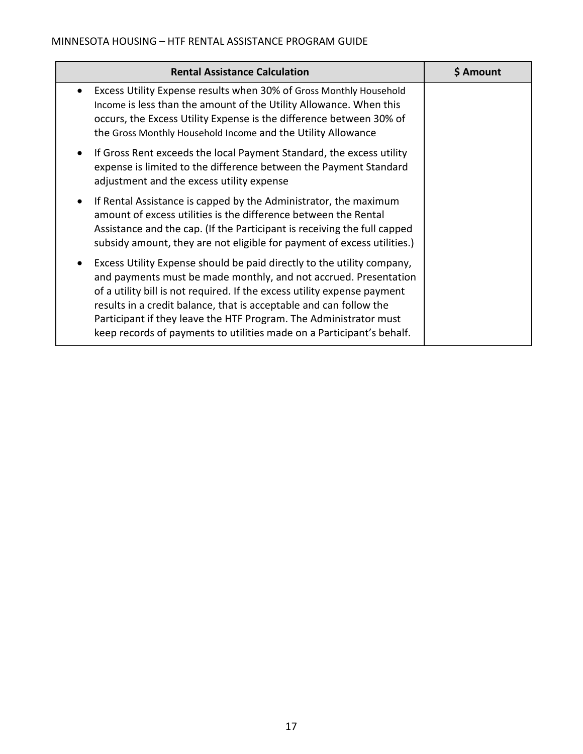| Rental Assistance Calculation | $ Amount |
|---|---|
| • Excess Utility Expense results when 30% of Gross Monthly Household Income is less than the amount of the Utility Allowance. When this occurs, the Excess Utility Expense is the difference between 30% of the Gross Monthly Household Income and the Utility Allowance<br>• If Gross Rent exceeds the local Payment Standard, the excess utility expense is limited to the difference between the Payment Standard adjustment and the excess utility expense<br>• If Rental Assistance is capped by the Administrator, the maximum amount of excess utilities is the difference between the Rental Assistance and the cap. (If the Participant is receiving the full capped subsidy amount, they are not eligible for payment of excess utilities.)<br>• Excess Utility Expense should be paid directly to the utility company, and payments must be made monthly, and not accrued. Presentation of a utility bill is not required. If the excess utility expense payment results in a credit balance, that is acceptable and can follow the Participant if they leave the HTF Program. The Administrator must keep records of payments to utilities made on a Participant's behalf. | |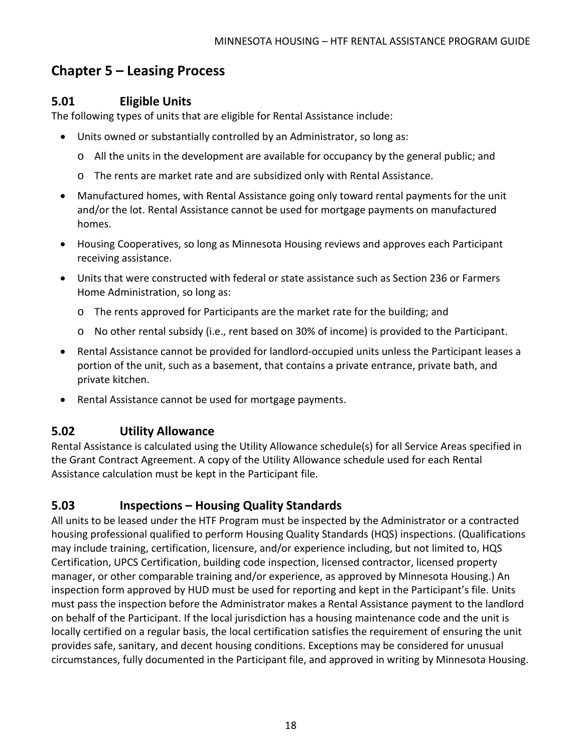# Chapter 5 – Leasing Process

## 5.01 Eligible Units

The following types of units that are eligible for Rental Assistance include:

- Units owned or substantially controlled by an Administrator, so long as:
  - All the units in the development are available for occupancy by the general public; and
  - The rents are market rate and are subsidized only with Rental Assistance.
- Manufactured homes, with Rental Assistance going only toward rental payments for the unit and/or the lot. Rental Assistance cannot be used for mortgage payments on manufactured homes.
- Housing Cooperatives, so long as Minnesota Housing reviews and approves each Participant receiving assistance.
- Units that were constructed with federal or state assistance such as Section 236 or Farmers Home Administration, so long as:
  - The rents approved for Participants are the market rate for the building; and
  - No other rental subsidy (i.e., rent based on 30% of income) is provided to the Participant.
- Rental Assistance cannot be provided for landlord-occupied units unless the Participant leases a portion of the unit, such as a basement, that contains a private entrance, private bath, and private kitchen.
- Rental Assistance cannot be used for mortgage payments.

## 5.02 Utility Allowance

Rental Assistance is calculated using the Utility Allowance schedule(s) for all Service Areas specified in the Grant Contract Agreement. A copy of the Utility Allowance schedule used for each Rental Assistance calculation must be kept in the Participant file.

## 5.03 Inspections – Housing Quality Standards

All units to be leased under the HTF Program must be inspected by the Administrator or a contracted housing professional qualified to perform Housing Quality Standards (HQS) inspections. (Qualifications may include training, certification, licensure, and/or experience including, but not limited to, HQS Certification, UPCS Certification, building code inspection, licensed contractor, licensed property manager, or other comparable training and/or experience, as approved by Minnesota Housing.) An inspection form approved by HUD must be used for reporting and kept in the Participant's file. Units must pass the inspection before the Administrator makes a Rental Assistance payment to the landlord on behalf of the Participant. If the local jurisdiction has a housing maintenance code and the unit is locally certified on a regular basis, the local certification satisfies the requirement of ensuring the unit provides safe, sanitary, and decent housing conditions. Exceptions may be considered for unusual circumstances, fully documented in the Participant file, and approved in writing by Minnesota Housing.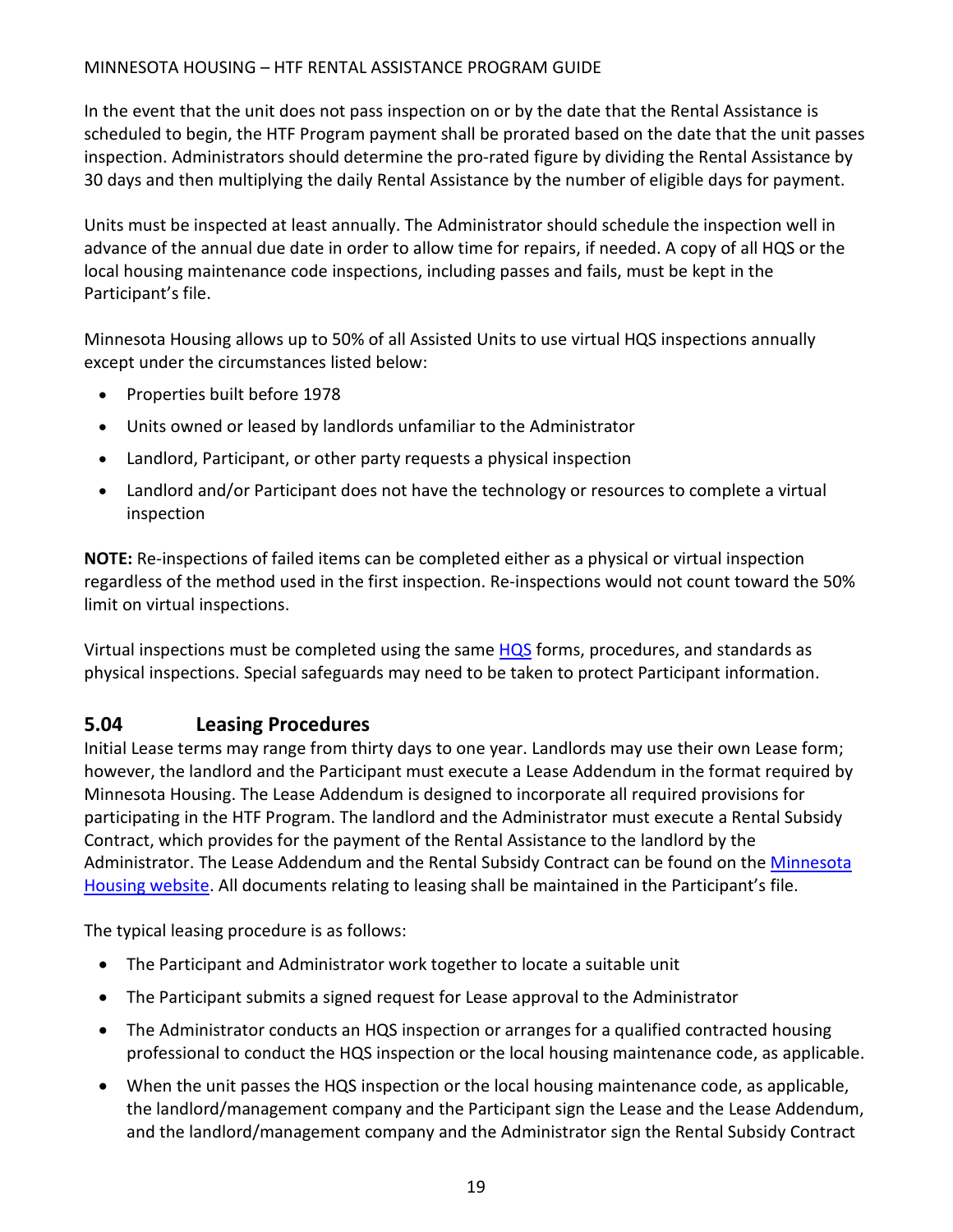In the event that the unit does not pass inspection on or by the date that the Rental Assistance is scheduled to begin, the HTF Program payment shall be prorated based on the date that the unit passes inspection. Administrators should determine the pro-rated figure by dividing the Rental Assistance by 30 days and then multiplying the daily Rental Assistance by the number of eligible days for payment.

Units must be inspected at least annually. The Administrator should schedule the inspection well in advance of the annual due date in order to allow time for repairs, if needed. A copy of all HQS or the local housing maintenance code inspections, including passes and fails, must be kept in the Participant's file.

Minnesota Housing allows up to 50% of all Assisted Units to use virtual HQS inspections annually except under the circumstances listed below:

- Properties built before 1978
- Units owned or leased by landlords unfamiliar to the Administrator
- Landlord, Participant, or other party requests a physical inspection
- Landlord and/or Participant does not have the technology or resources to complete a virtual inspection

**NOTE:** Re-inspections of failed items can be completed either as a physical or virtual inspection regardless of the method used in the first inspection. Re-inspections would not count toward the 50% limit on virtual inspections.

Virtual inspections must be completed using the same [HQS](#) forms, procedures, and standards as physical inspections. Special safeguards may need to be taken to protect Participant information.

## 5.04 Leasing Procedures

Initial Lease terms may range from thirty days to one year. Landlords may use their own Lease form; however, the landlord and the Participant must execute a Lease Addendum in the format required by Minnesota Housing. The Lease Addendum is designed to incorporate all required provisions for participating in the HTF Program. The landlord and the Administrator must execute a Rental Subsidy Contract, which provides for the payment of the Rental Assistance to the landlord by the Administrator. The Lease Addendum and the Rental Subsidy Contract can be found on the [Minnesota Housing website](#). All documents relating to leasing shall be maintained in the Participant's file.

The typical leasing procedure is as follows:

- The Participant and Administrator work together to locate a suitable unit
- The Participant submits a signed request for Lease approval to the Administrator
- The Administrator conducts an HQS inspection or arranges for a qualified contracted housing professional to conduct the HQS inspection or the local housing maintenance code, as applicable.
- When the unit passes the HQS inspection or the local housing maintenance code, as applicable, the landlord/management company and the Participant sign the Lease and the Lease Addendum, and the landlord/management company and the Administrator sign the Rental Subsidy Contract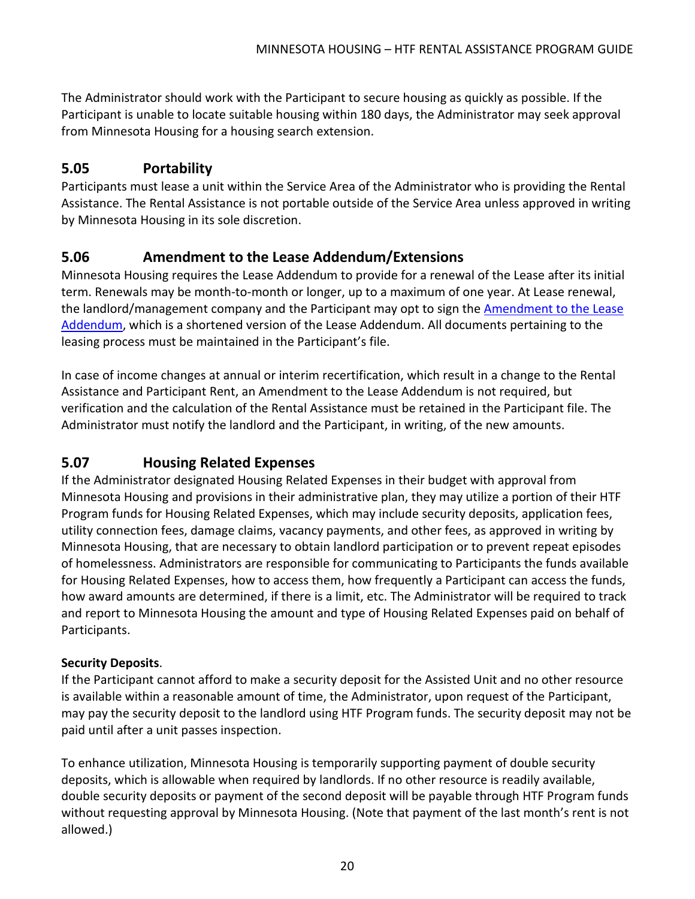The Administrator should work with the Participant to secure housing as quickly as possible. If the Participant is unable to locate suitable housing within 180 days, the Administrator may seek approval from Minnesota Housing for a housing search extension.

## 5.05 Portability

Participants must lease a unit within the Service Area of the Administrator who is providing the Rental Assistance. The Rental Assistance is not portable outside of the Service Area unless approved in writing by Minnesota Housing in its sole discretion.

## 5.06 Amendment to the Lease Addendum/Extensions

Minnesota Housing requires the Lease Addendum to provide for a renewal of the Lease after its initial term. Renewals may be month-to-month or longer, up to a maximum of one year. At Lease renewal, the landlord/management company and the Participant may opt to sign the Amendment to the Lease Addendum, which is a shortened version of the Lease Addendum. All documents pertaining to the leasing process must be maintained in the Participant's file.

In case of income changes at annual or interim recertification, which result in a change to the Rental Assistance and Participant Rent, an Amendment to the Lease Addendum is not required, but verification and the calculation of the Rental Assistance must be retained in the Participant file. The Administrator must notify the landlord and the Participant, in writing, of the new amounts.

## 5.07 Housing Related Expenses

If the Administrator designated Housing Related Expenses in their budget with approval from Minnesota Housing and provisions in their administrative plan, they may utilize a portion of their HTF Program funds for Housing Related Expenses, which may include security deposits, application fees, utility connection fees, damage claims, vacancy payments, and other fees, as approved in writing by Minnesota Housing, that are necessary to obtain landlord participation or to prevent repeat episodes of homelessness. Administrators are responsible for communicating to Participants the funds available for Housing Related Expenses, how to access them, how frequently a Participant can access the funds, how award amounts are determined, if there is a limit, etc. The Administrator will be required to track and report to Minnesota Housing the amount and type of Housing Related Expenses paid on behalf of Participants.

**Security Deposits**.

If the Participant cannot afford to make a security deposit for the Assisted Unit and no other resource is available within a reasonable amount of time, the Administrator, upon request of the Participant, may pay the security deposit to the landlord using HTF Program funds. The security deposit may not be paid until after a unit passes inspection.

To enhance utilization, Minnesota Housing is temporarily supporting payment of double security deposits, which is allowable when required by landlords. If no other resource is readily available, double security deposits or payment of the second deposit will be payable through HTF Program funds without requesting approval by Minnesota Housing. (Note that payment of the last month's rent is not allowed.)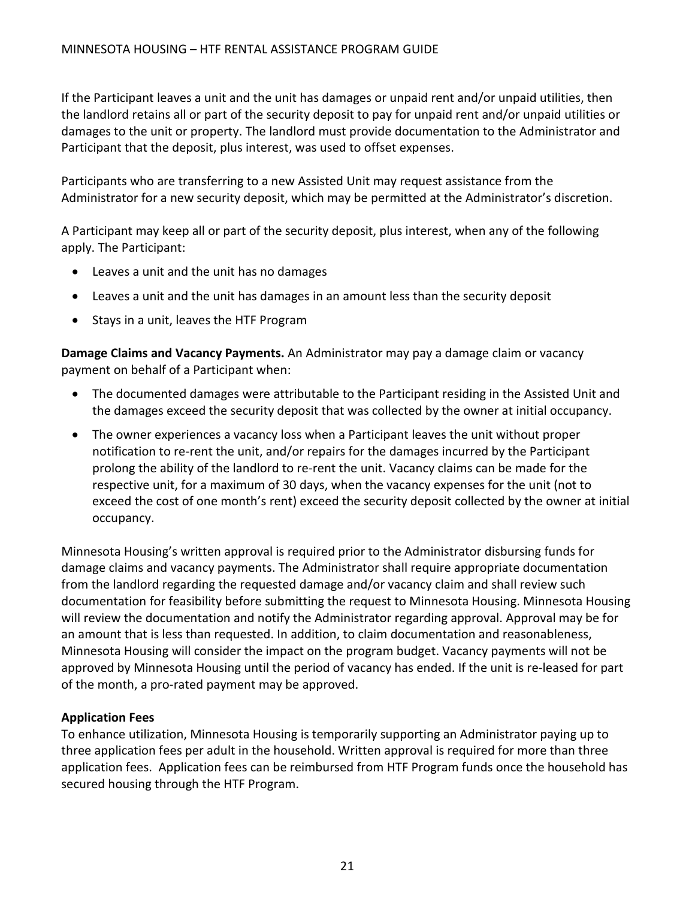If the Participant leaves a unit and the unit has damages or unpaid rent and/or unpaid utilities, then the landlord retains all or part of the security deposit to pay for unpaid rent and/or unpaid utilities or damages to the unit or property. The landlord must provide documentation to the Administrator and Participant that the deposit, plus interest, was used to offset expenses.

Participants who are transferring to a new Assisted Unit may request assistance from the Administrator for a new security deposit, which may be permitted at the Administrator's discretion.

A Participant may keep all or part of the security deposit, plus interest, when any of the following apply. The Participant:

- Leaves a unit and the unit has no damages
- Leaves a unit and the unit has damages in an amount less than the security deposit
- Stays in a unit, leaves the HTF Program

**Damage Claims and Vacancy Payments.** An Administrator may pay a damage claim or vacancy payment on behalf of a Participant when:

- The documented damages were attributable to the Participant residing in the Assisted Unit and the damages exceed the security deposit that was collected by the owner at initial occupancy.
- The owner experiences a vacancy loss when a Participant leaves the unit without proper notification to re-rent the unit, and/or repairs for the damages incurred by the Participant prolong the ability of the landlord to re-rent the unit. Vacancy claims can be made for the respective unit, for a maximum of 30 days, when the vacancy expenses for the unit (not to exceed the cost of one month's rent) exceed the security deposit collected by the owner at initial occupancy.

Minnesota Housing's written approval is required prior to the Administrator disbursing funds for damage claims and vacancy payments. The Administrator shall require appropriate documentation from the landlord regarding the requested damage and/or vacancy claim and shall review such documentation for feasibility before submitting the request to Minnesota Housing. Minnesota Housing will review the documentation and notify the Administrator regarding approval. Approval may be for an amount that is less than requested. In addition, to claim documentation and reasonableness, Minnesota Housing will consider the impact on the program budget. Vacancy payments will not be approved by Minnesota Housing until the period of vacancy has ended. If the unit is re-leased for part of the month, a pro-rated payment may be approved.

**Application Fees**

To enhance utilization, Minnesota Housing is temporarily supporting an Administrator paying up to three application fees per adult in the household. Written approval is required for more than three application fees. Application fees can be reimbursed from HTF Program funds once the household has secured housing through the HTF Program.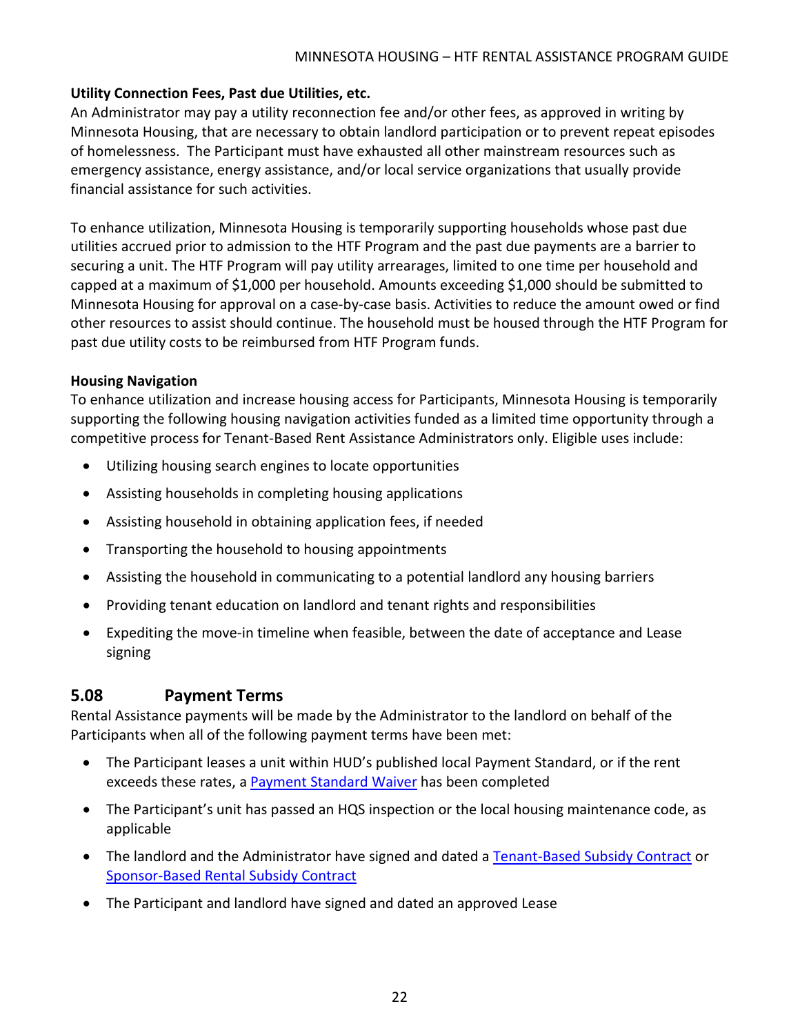**Utility Connection Fees, Past due Utilities, etc.**

An Administrator may pay a utility reconnection fee and/or other fees, as approved in writing by Minnesota Housing, that are necessary to obtain landlord participation or to prevent repeat episodes of homelessness. The Participant must have exhausted all other mainstream resources such as emergency assistance, energy assistance, and/or local service organizations that usually provide financial assistance for such activities.

To enhance utilization, Minnesota Housing is temporarily supporting households whose past due utilities accrued prior to admission to the HTF Program and the past due payments are a barrier to securing a unit. The HTF Program will pay utility arrearages, limited to one time per household and capped at a maximum of $1,000 per household. Amounts exceeding $1,000 should be submitted to Minnesota Housing for approval on a case-by-case basis. Activities to reduce the amount owed or find other resources to assist should continue. The household must be housed through the HTF Program for past due utility costs to be reimbursed from HTF Program funds.

**Housing Navigation**

To enhance utilization and increase housing access for Participants, Minnesota Housing is temporarily supporting the following housing navigation activities funded as a limited time opportunity through a competitive process for Tenant-Based Rent Assistance Administrators only. Eligible uses include:

- Utilizing housing search engines to locate opportunities
- Assisting households in completing housing applications
- Assisting household in obtaining application fees, if needed
- Transporting the household to housing appointments
- Assisting the household in communicating to a potential landlord any housing barriers
- Providing tenant education on landlord and tenant rights and responsibilities
- Expediting the move-in timeline when feasible, between the date of acceptance and Lease signing

## 5.08 Payment Terms

Rental Assistance payments will be made by the Administrator to the landlord on behalf of the Participants when all of the following payment terms have been met:

- The Participant leases a unit within HUD's published local Payment Standard, or if the rent exceeds these rates, a Payment Standard Waiver has been completed
- The Participant's unit has passed an HQS inspection or the local housing maintenance code, as applicable
- The landlord and the Administrator have signed and dated a Tenant-Based Subsidy Contract or Sponsor-Based Rental Subsidy Contract
- The Participant and landlord have signed and dated an approved Lease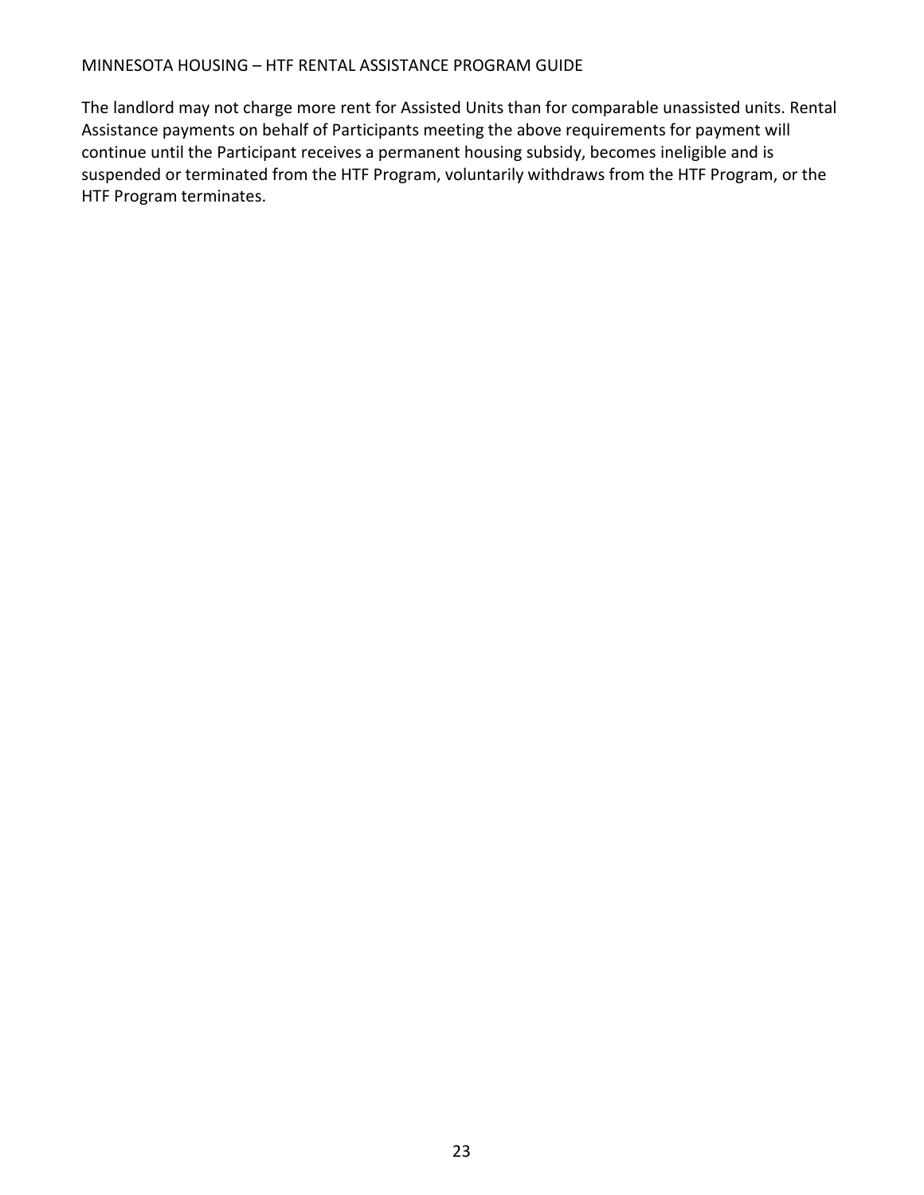The landlord may not charge more rent for Assisted Units than for comparable unassisted units. Rental Assistance payments on behalf of Participants meeting the above requirements for payment will continue until the Participant receives a permanent housing subsidy, becomes ineligible and is suspended or terminated from the HTF Program, voluntarily withdraws from the HTF Program, or the HTF Program terminates.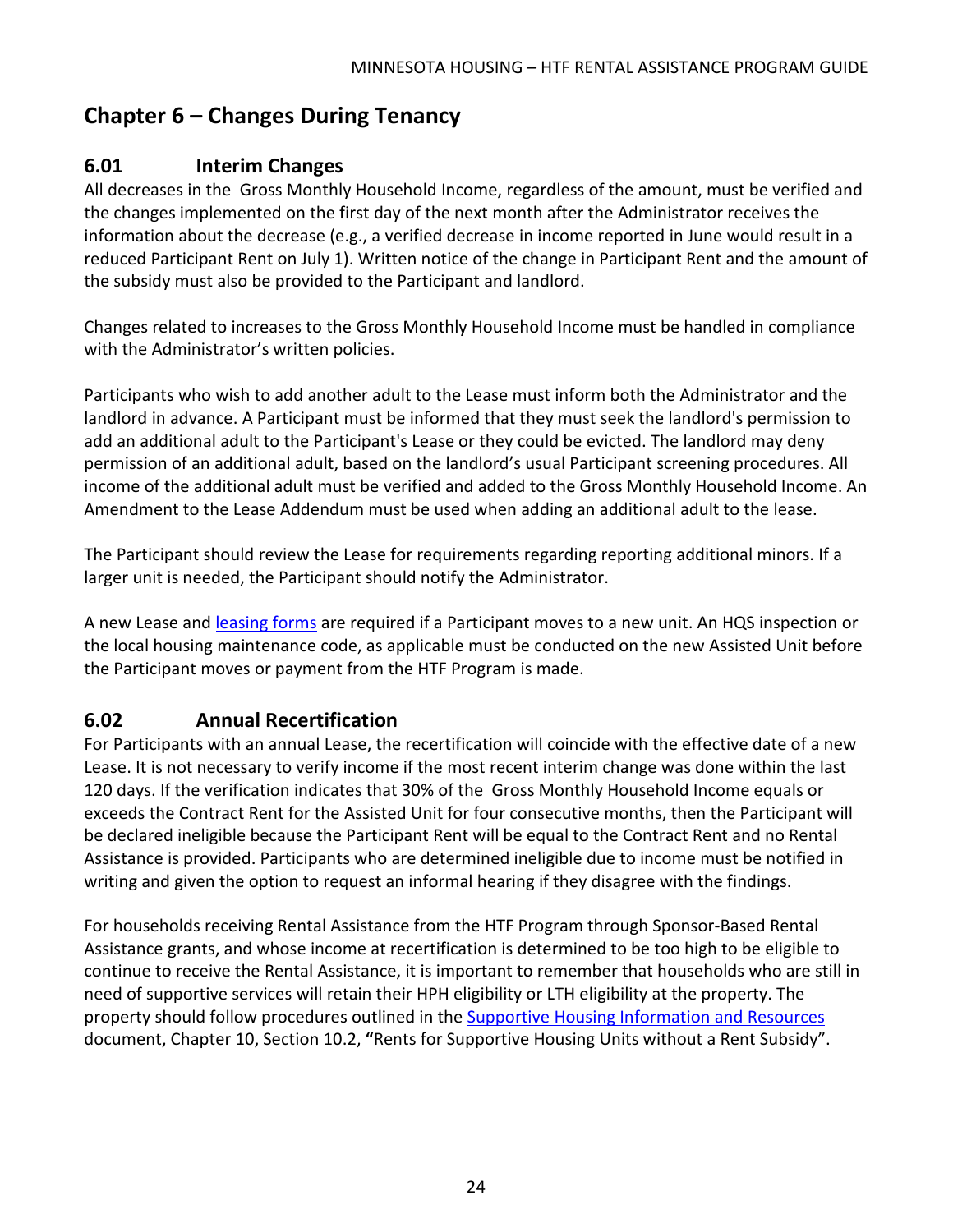# Chapter 6 – Changes During Tenancy

## 6.01 Interim Changes

All decreases in the Gross Monthly Household Income, regardless of the amount, must be verified and the changes implemented on the first day of the next month after the Administrator receives the information about the decrease (e.g., a verified decrease in income reported in June would result in a reduced Participant Rent on July 1). Written notice of the change in Participant Rent and the amount of the subsidy must also be provided to the Participant and landlord.

Changes related to increases to the Gross Monthly Household Income must be handled in compliance with the Administrator's written policies.

Participants who wish to add another adult to the Lease must inform both the Administrator and the landlord in advance. A Participant must be informed that they must seek the landlord's permission to add an additional adult to the Participant's Lease or they could be evicted. The landlord may deny permission of an additional adult, based on the landlord's usual Participant screening procedures. All income of the additional adult must be verified and added to the Gross Monthly Household Income. An Amendment to the Lease Addendum must be used when adding an additional adult to the lease.

The Participant should review the Lease for requirements regarding reporting additional minors. If a larger unit is needed, the Participant should notify the Administrator.

A new Lease and leasing forms are required if a Participant moves to a new unit. An HQS inspection or the local housing maintenance code, as applicable must be conducted on the new Assisted Unit before the Participant moves or payment from the HTF Program is made.

## 6.02 Annual Recertification

For Participants with an annual Lease, the recertification will coincide with the effective date of a new Lease. It is not necessary to verify income if the most recent interim change was done within the last 120 days. If the verification indicates that 30% of the Gross Monthly Household Income equals or exceeds the Contract Rent for the Assisted Unit for four consecutive months, then the Participant will be declared ineligible because the Participant Rent will be equal to the Contract Rent and no Rental Assistance is provided. Participants who are determined ineligible due to income must be notified in writing and given the option to request an informal hearing if they disagree with the findings.

For households receiving Rental Assistance from the HTF Program through Sponsor-Based Rental Assistance grants, and whose income at recertification is determined to be too high to be eligible to continue to receive the Rental Assistance, it is important to remember that households who are still in need of supportive services will retain their HPH eligibility or LTH eligibility at the property. The property should follow procedures outlined in the Supportive Housing Information and Resources document, Chapter 10, Section 10.2, **"**Rents for Supportive Housing Units without a Rent Subsidy".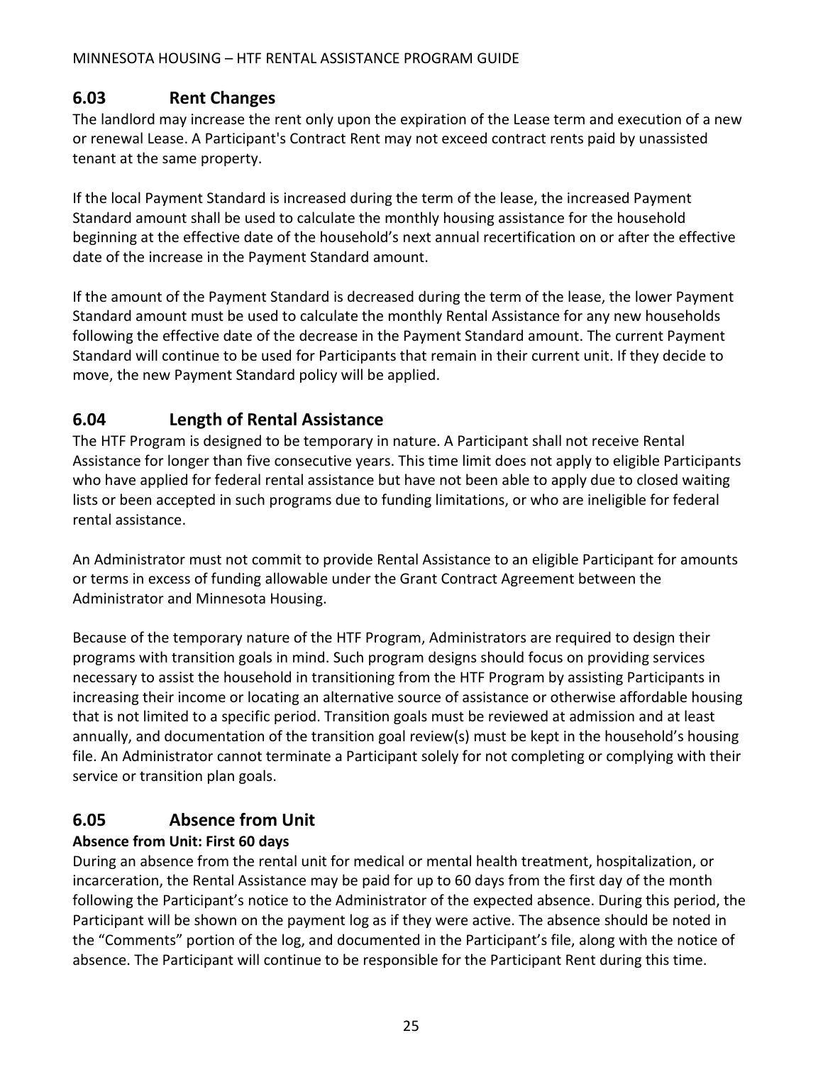## 6.03 Rent Changes

The landlord may increase the rent only upon the expiration of the Lease term and execution of a new or renewal Lease. A Participant's Contract Rent may not exceed contract rents paid by unassisted tenant at the same property.

If the local Payment Standard is increased during the term of the lease, the increased Payment Standard amount shall be used to calculate the monthly housing assistance for the household beginning at the effective date of the household's next annual recertification on or after the effective date of the increase in the Payment Standard amount.

If the amount of the Payment Standard is decreased during the term of the lease, the lower Payment Standard amount must be used to calculate the monthly Rental Assistance for any new households following the effective date of the decrease in the Payment Standard amount. The current Payment Standard will continue to be used for Participants that remain in their current unit. If they decide to move, the new Payment Standard policy will be applied.

## 6.04 Length of Rental Assistance

The HTF Program is designed to be temporary in nature. A Participant shall not receive Rental Assistance for longer than five consecutive years. This time limit does not apply to eligible Participants who have applied for federal rental assistance but have not been able to apply due to closed waiting lists or been accepted in such programs due to funding limitations, or who are ineligible for federal rental assistance.

An Administrator must not commit to provide Rental Assistance to an eligible Participant for amounts or terms in excess of funding allowable under the Grant Contract Agreement between the Administrator and Minnesota Housing.

Because of the temporary nature of the HTF Program, Administrators are required to design their programs with transition goals in mind. Such program designs should focus on providing services necessary to assist the household in transitioning from the HTF Program by assisting Participants in increasing their income or locating an alternative source of assistance or otherwise affordable housing that is not limited to a specific period. Transition goals must be reviewed at admission and at least annually, and documentation of the transition goal review(s) must be kept in the household's housing file. An Administrator cannot terminate a Participant solely for not completing or complying with their service or transition plan goals.

## 6.05 Absence from Unit

**Absence from Unit: First 60 days**

During an absence from the rental unit for medical or mental health treatment, hospitalization, or incarceration, the Rental Assistance may be paid for up to 60 days from the first day of the month following the Participant's notice to the Administrator of the expected absence. During this period, the Participant will be shown on the payment log as if they were active. The absence should be noted in the "Comments" portion of the log, and documented in the Participant's file, along with the notice of absence. The Participant will continue to be responsible for the Participant Rent during this time.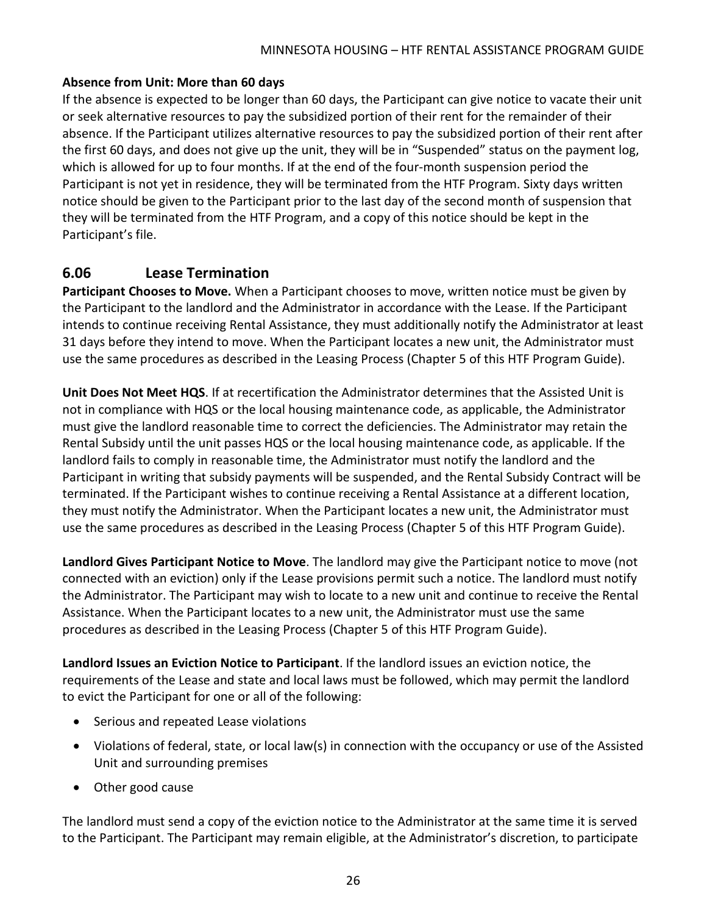**Absence from Unit: More than 60 days**

If the absence is expected to be longer than 60 days, the Participant can give notice to vacate their unit or seek alternative resources to pay the subsidized portion of their rent for the remainder of their absence. If the Participant utilizes alternative resources to pay the subsidized portion of their rent after the first 60 days, and does not give up the unit, they will be in "Suspended" status on the payment log, which is allowed for up to four months. If at the end of the four-month suspension period the Participant is not yet in residence, they will be terminated from the HTF Program. Sixty days written notice should be given to the Participant prior to the last day of the second month of suspension that they will be terminated from the HTF Program, and a copy of this notice should be kept in the Participant's file.

## 6.06 Lease Termination

**Participant Chooses to Move.** When a Participant chooses to move, written notice must be given by the Participant to the landlord and the Administrator in accordance with the Lease. If the Participant intends to continue receiving Rental Assistance, they must additionally notify the Administrator at least 31 days before they intend to move. When the Participant locates a new unit, the Administrator must use the same procedures as described in the Leasing Process (Chapter 5 of this HTF Program Guide).

**Unit Does Not Meet HQS**. If at recertification the Administrator determines that the Assisted Unit is not in compliance with HQS or the local housing maintenance code, as applicable, the Administrator must give the landlord reasonable time to correct the deficiencies. The Administrator may retain the Rental Subsidy until the unit passes HQS or the local housing maintenance code, as applicable. If the landlord fails to comply in reasonable time, the Administrator must notify the landlord and the Participant in writing that subsidy payments will be suspended, and the Rental Subsidy Contract will be terminated. If the Participant wishes to continue receiving a Rental Assistance at a different location, they must notify the Administrator. When the Participant locates a new unit, the Administrator must use the same procedures as described in the Leasing Process (Chapter 5 of this HTF Program Guide).

**Landlord Gives Participant Notice to Move**. The landlord may give the Participant notice to move (not connected with an eviction) only if the Lease provisions permit such a notice. The landlord must notify the Administrator. The Participant may wish to locate to a new unit and continue to receive the Rental Assistance. When the Participant locates to a new unit, the Administrator must use the same procedures as described in the Leasing Process (Chapter 5 of this HTF Program Guide).

**Landlord Issues an Eviction Notice to Participant**. If the landlord issues an eviction notice, the requirements of the Lease and state and local laws must be followed, which may permit the landlord to evict the Participant for one or all of the following:

- Serious and repeated Lease violations
- Violations of federal, state, or local law(s) in connection with the occupancy or use of the Assisted Unit and surrounding premises
- Other good cause

The landlord must send a copy of the eviction notice to the Administrator at the same time it is served to the Participant. The Participant may remain eligible, at the Administrator's discretion, to participate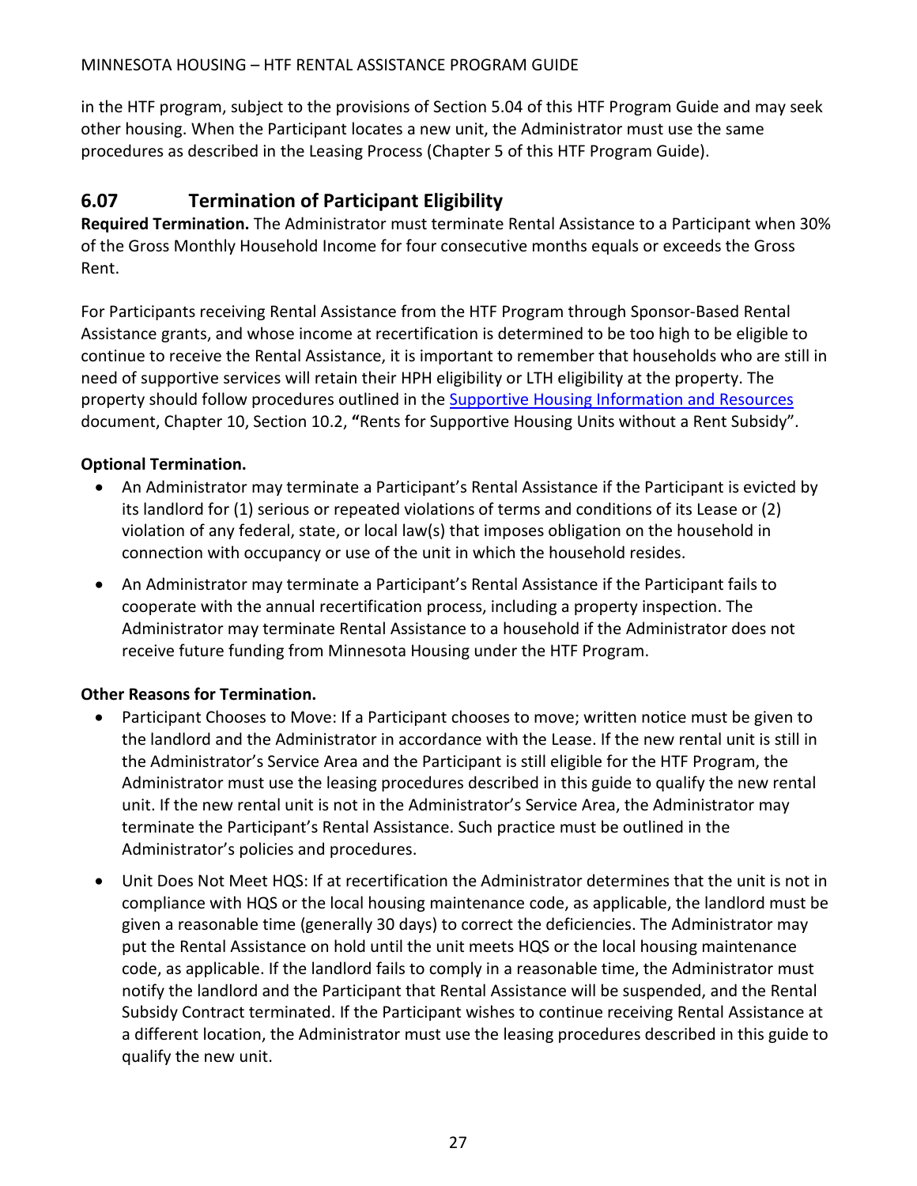in the HTF program, subject to the provisions of Section 5.04 of this HTF Program Guide and may seek other housing. When the Participant locates a new unit, the Administrator must use the same procedures as described in the Leasing Process (Chapter 5 of this HTF Program Guide).

## 6.07 Termination of Participant Eligibility

**Required Termination.** The Administrator must terminate Rental Assistance to a Participant when 30% of the Gross Monthly Household Income for four consecutive months equals or exceeds the Gross Rent.

For Participants receiving Rental Assistance from the HTF Program through Sponsor-Based Rental Assistance grants, and whose income at recertification is determined to be too high to be eligible to continue to receive the Rental Assistance, it is important to remember that households who are still in need of supportive services will retain their HPH eligibility or LTH eligibility at the property. The property should follow procedures outlined in the Supportive Housing Information and Resources document, Chapter 10, Section 10.2, **"**Rents for Supportive Housing Units without a Rent Subsidy".

**Optional Termination.**

- An Administrator may terminate a Participant's Rental Assistance if the Participant is evicted by its landlord for (1) serious or repeated violations of terms and conditions of its Lease or (2) violation of any federal, state, or local law(s) that imposes obligation on the household in connection with occupancy or use of the unit in which the household resides.
- An Administrator may terminate a Participant's Rental Assistance if the Participant fails to cooperate with the annual recertification process, including a property inspection. The Administrator may terminate Rental Assistance to a household if the Administrator does not receive future funding from Minnesota Housing under the HTF Program.

**Other Reasons for Termination.**

- Participant Chooses to Move: If a Participant chooses to move; written notice must be given to the landlord and the Administrator in accordance with the Lease. If the new rental unit is still in the Administrator's Service Area and the Participant is still eligible for the HTF Program, the Administrator must use the leasing procedures described in this guide to qualify the new rental unit. If the new rental unit is not in the Administrator's Service Area, the Administrator may terminate the Participant's Rental Assistance. Such practice must be outlined in the Administrator's policies and procedures.
- Unit Does Not Meet HQS: If at recertification the Administrator determines that the unit is not in compliance with HQS or the local housing maintenance code, as applicable, the landlord must be given a reasonable time (generally 30 days) to correct the deficiencies. The Administrator may put the Rental Assistance on hold until the unit meets HQS or the local housing maintenance code, as applicable. If the landlord fails to comply in a reasonable time, the Administrator must notify the landlord and the Participant that Rental Assistance will be suspended, and the Rental Subsidy Contract terminated. If the Participant wishes to continue receiving Rental Assistance at a different location, the Administrator must use the leasing procedures described in this guide to qualify the new unit.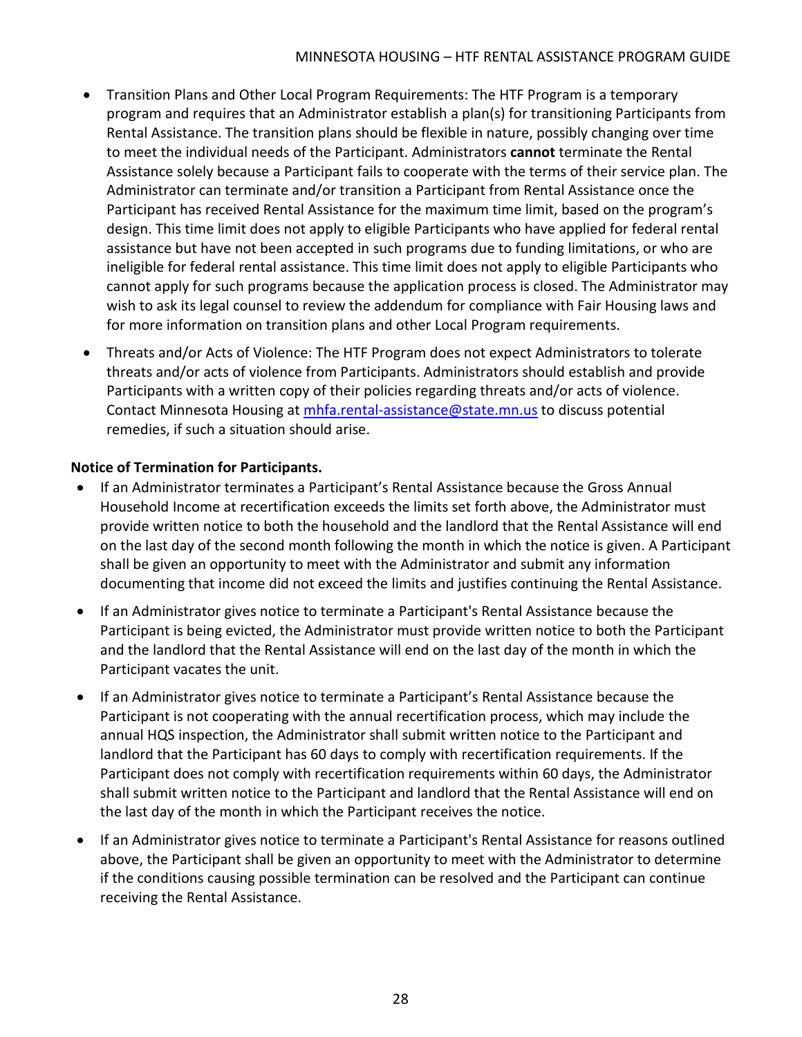- Transition Plans and Other Local Program Requirements: The HTF Program is a temporary program and requires that an Administrator establish a plan(s) for transitioning Participants from Rental Assistance. The transition plans should be flexible in nature, possibly changing over time to meet the individual needs of the Participant. Administrators **cannot** terminate the Rental Assistance solely because a Participant fails to cooperate with the terms of their service plan. The Administrator can terminate and/or transition a Participant from Rental Assistance once the Participant has received Rental Assistance for the maximum time limit, based on the program's design. This time limit does not apply to eligible Participants who have applied for federal rental assistance but have not been accepted in such programs due to funding limitations, or who are ineligible for federal rental assistance. This time limit does not apply to eligible Participants who cannot apply for such programs because the application process is closed. The Administrator may wish to ask its legal counsel to review the addendum for compliance with Fair Housing laws and for more information on transition plans and other Local Program requirements.
- Threats and/or Acts of Violence: The HTF Program does not expect Administrators to tolerate threats and/or acts of violence from Participants. Administrators should establish and provide Participants with a written copy of their policies regarding threats and/or acts of violence. Contact Minnesota Housing at mhfa.rental-assistance@state.mn.us to discuss potential remedies, if such a situation should arise.

**Notice of Termination for Participants.**

- If an Administrator terminates a Participant's Rental Assistance because the Gross Annual Household Income at recertification exceeds the limits set forth above, the Administrator must provide written notice to both the household and the landlord that the Rental Assistance will end on the last day of the second month following the month in which the notice is given. A Participant shall be given an opportunity to meet with the Administrator and submit any information documenting that income did not exceed the limits and justifies continuing the Rental Assistance.
- If an Administrator gives notice to terminate a Participant's Rental Assistance because the Participant is being evicted, the Administrator must provide written notice to both the Participant and the landlord that the Rental Assistance will end on the last day of the month in which the Participant vacates the unit.
- If an Administrator gives notice to terminate a Participant's Rental Assistance because the Participant is not cooperating with the annual recertification process, which may include the annual HQS inspection, the Administrator shall submit written notice to the Participant and landlord that the Participant has 60 days to comply with recertification requirements. If the Participant does not comply with recertification requirements within 60 days, the Administrator shall submit written notice to the Participant and landlord that the Rental Assistance will end on the last day of the month in which the Participant receives the notice.
- If an Administrator gives notice to terminate a Participant's Rental Assistance for reasons outlined above, the Participant shall be given an opportunity to meet with the Administrator to determine if the conditions causing possible termination can be resolved and the Participant can continue receiving the Rental Assistance.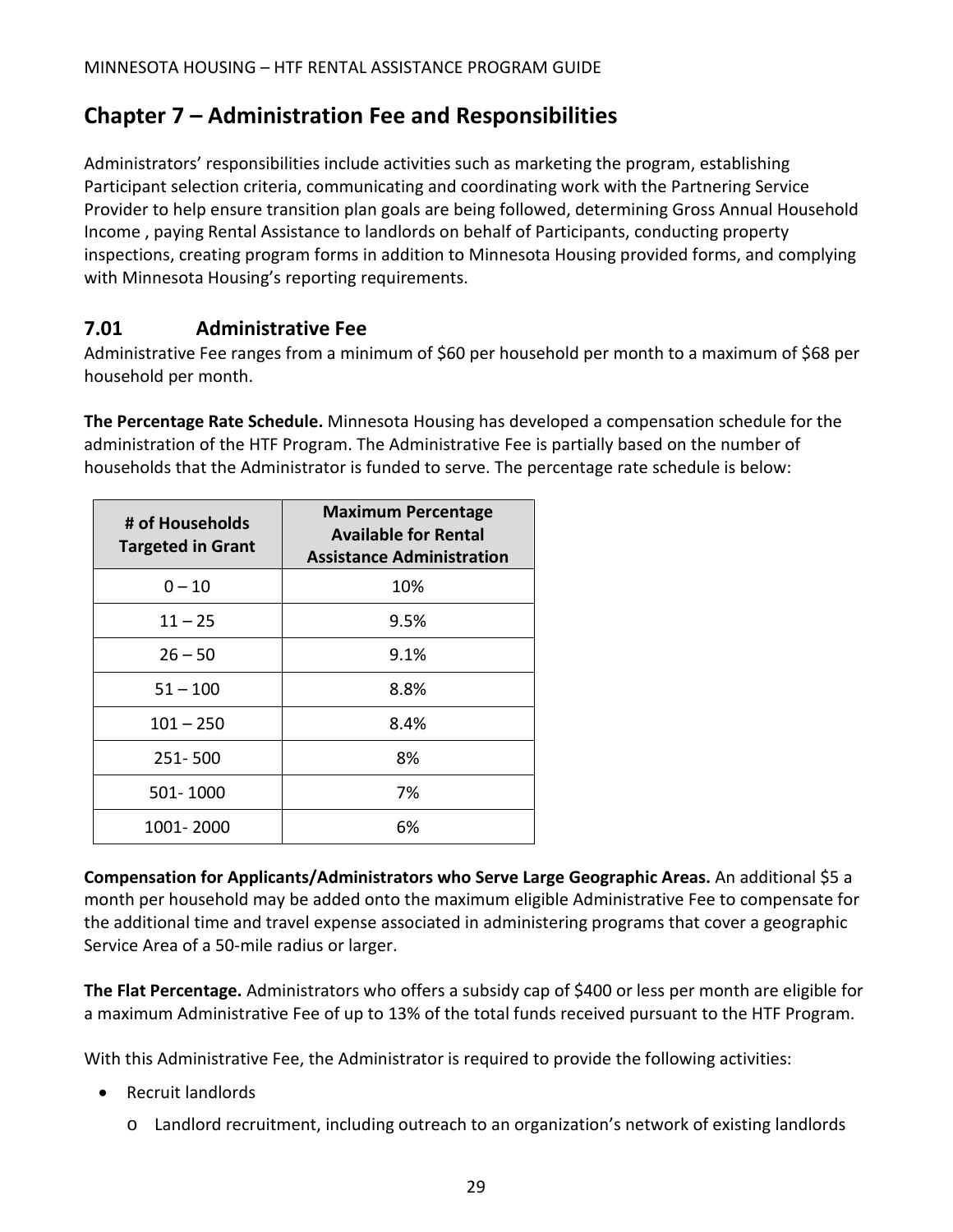# Chapter 7 – Administration Fee and Responsibilities

Administrators' responsibilities include activities such as marketing the program, establishing Participant selection criteria, communicating and coordinating work with the Partnering Service Provider to help ensure transition plan goals are being followed, determining Gross Annual Household Income , paying Rental Assistance to landlords on behalf of Participants, conducting property inspections, creating program forms in addition to Minnesota Housing provided forms, and complying with Minnesota Housing's reporting requirements.

## 7.01 Administrative Fee

Administrative Fee ranges from a minimum of $60 per household per month to a maximum of $68 per household per month.

**The Percentage Rate Schedule.** Minnesota Housing has developed a compensation schedule for the administration of the HTF Program. The Administrative Fee is partially based on the number of households that the Administrator is funded to serve. The percentage rate schedule is below:

| # of Households Targeted in Grant | Maximum Percentage Available for Rental Assistance Administration |
|---|---|
| 0 – 10 | 10% |
| 11 – 25 | 9.5% |
| 26 – 50 | 9.1% |
| 51 – 100 | 8.8% |
| 101 – 250 | 8.4% |
| 251- 500 | 8% |
| 501- 1000 | 7% |
| 1001- 2000 | 6% |

**Compensation for Applicants/Administrators who Serve Large Geographic Areas.** An additional $5 a month per household may be added onto the maximum eligible Administrative Fee to compensate for the additional time and travel expense associated in administering programs that cover a geographic Service Area of a 50-mile radius or larger.

**The Flat Percentage.** Administrators who offers a subsidy cap of $400 or less per month are eligible for a maximum Administrative Fee of up to 13% of the total funds received pursuant to the HTF Program.

With this Administrative Fee, the Administrator is required to provide the following activities:

- Recruit landlords
  - Landlord recruitment, including outreach to an organization's network of existing landlords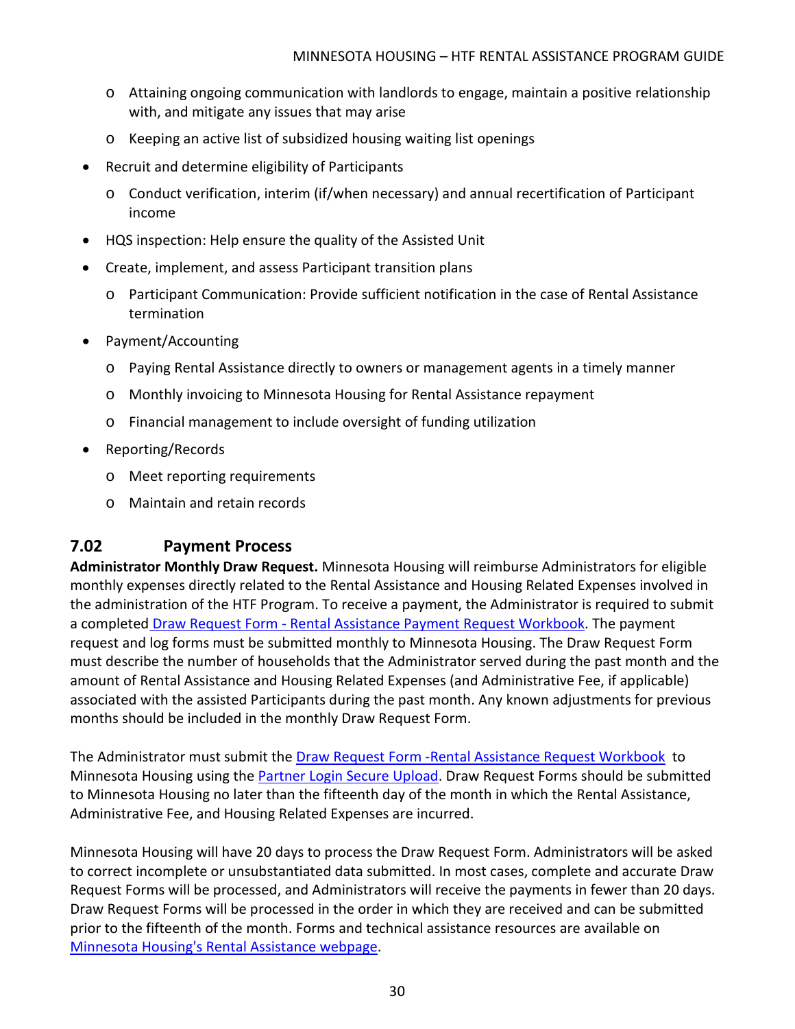- Attaining ongoing communication with landlords to engage, maintain a positive relationship with, and mitigate any issues that may arise
  - Keeping an active list of subsidized housing waiting list openings
- Recruit and determine eligibility of Participants
  - Conduct verification, interim (if/when necessary) and annual recertification of Participant income
- HQS inspection: Help ensure the quality of the Assisted Unit
- Create, implement, and assess Participant transition plans
  - Participant Communication: Provide sufficient notification in the case of Rental Assistance termination
- Payment/Accounting
  - Paying Rental Assistance directly to owners or management agents in a timely manner
  - Monthly invoicing to Minnesota Housing for Rental Assistance repayment
  - Financial management to include oversight of funding utilization
- Reporting/Records
  - Meet reporting requirements
  - Maintain and retain records

## 7.02 Payment Process

**Administrator Monthly Draw Request.** Minnesota Housing will reimburse Administrators for eligible monthly expenses directly related to the Rental Assistance and Housing Related Expenses involved in the administration of the HTF Program. To receive a payment, the Administrator is required to submit a completed Draw Request Form - Rental Assistance Payment Request Workbook. The payment request and log forms must be submitted monthly to Minnesota Housing. The Draw Request Form must describe the number of households that the Administrator served during the past month and the amount of Rental Assistance and Housing Related Expenses (and Administrative Fee, if applicable) associated with the assisted Participants during the past month. Any known adjustments for previous months should be included in the monthly Draw Request Form.

The Administrator must submit the Draw Request Form -Rental Assistance Request Workbook to Minnesota Housing using the Partner Login Secure Upload. Draw Request Forms should be submitted to Minnesota Housing no later than the fifteenth day of the month in which the Rental Assistance, Administrative Fee, and Housing Related Expenses are incurred.

Minnesota Housing will have 20 days to process the Draw Request Form. Administrators will be asked to correct incomplete or unsubstantiated data submitted. In most cases, complete and accurate Draw Request Forms will be processed, and Administrators will receive the payments in fewer than 20 days. Draw Request Forms will be processed in the order in which they are received and can be submitted prior to the fifteenth of the month. Forms and technical assistance resources are available on Minnesota Housing's Rental Assistance webpage.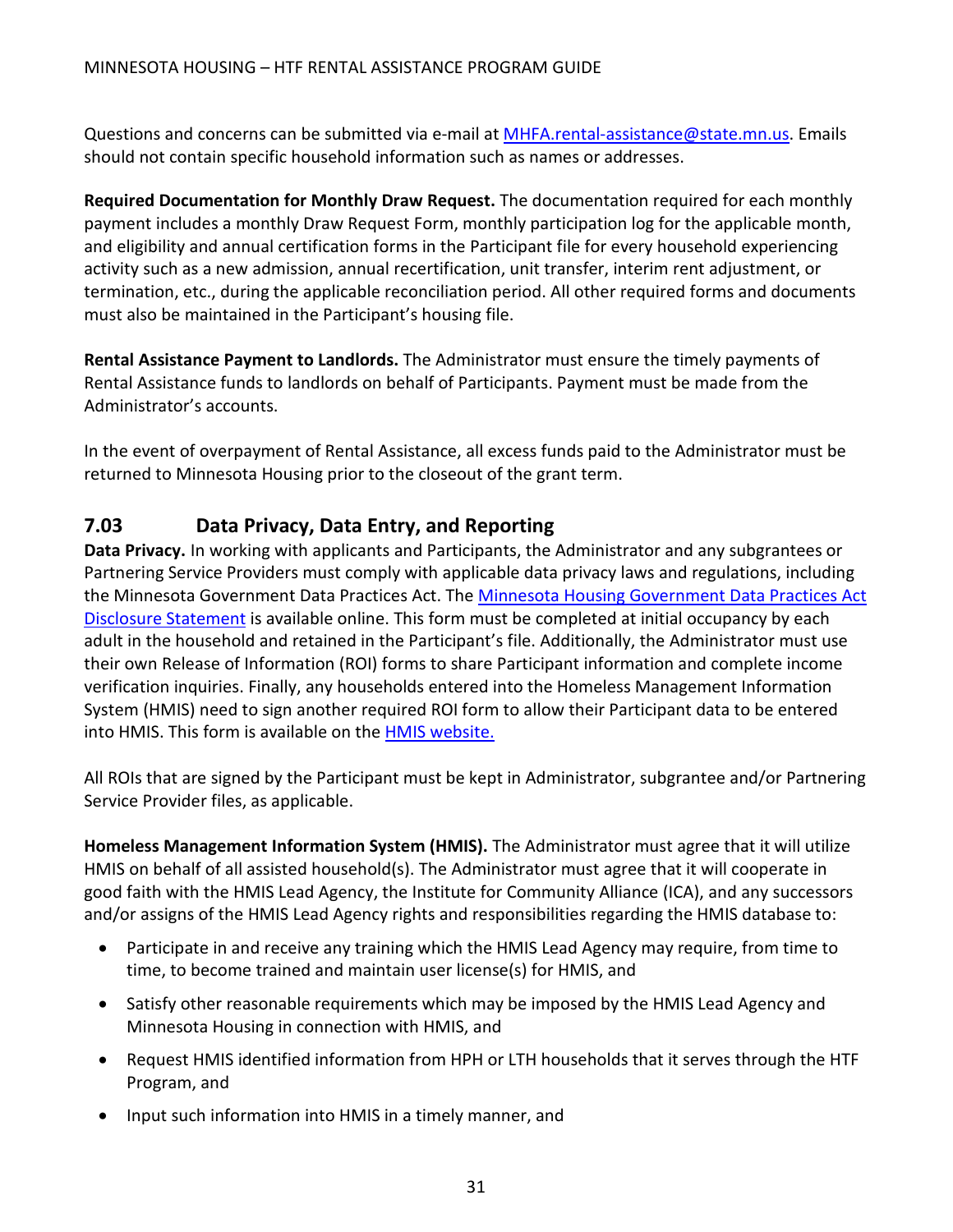Questions and concerns can be submitted via e-mail at [MHFA.rental-assistance@state.mn.us](mailto:MHFA.rental-assistance@state.mn.us). Emails should not contain specific household information such as names or addresses.

**Required Documentation for Monthly Draw Request.** The documentation required for each monthly payment includes a monthly Draw Request Form, monthly participation log for the applicable month, and eligibility and annual certification forms in the Participant file for every household experiencing activity such as a new admission, annual recertification, unit transfer, interim rent adjustment, or termination, etc., during the applicable reconciliation period. All other required forms and documents must also be maintained in the Participant's housing file.

**Rental Assistance Payment to Landlords.** The Administrator must ensure the timely payments of Rental Assistance funds to landlords on behalf of Participants. Payment must be made from the Administrator's accounts.

In the event of overpayment of Rental Assistance, all excess funds paid to the Administrator must be returned to Minnesota Housing prior to the closeout of the grant term.

## 7.03 Data Privacy, Data Entry, and Reporting

**Data Privacy.** In working with applicants and Participants, the Administrator and any subgrantees or Partnering Service Providers must comply with applicable data privacy laws and regulations, including the Minnesota Government Data Practices Act. The Minnesota Housing Government Data Practices Act Disclosure Statement is available online. This form must be completed at initial occupancy by each adult in the household and retained in the Participant's file. Additionally, the Administrator must use their own Release of Information (ROI) forms to share Participant information and complete income verification inquiries. Finally, any households entered into the Homeless Management Information System (HMIS) need to sign another required ROI form to allow their Participant data to be entered into HMIS. This form is available on the HMIS website.

All ROIs that are signed by the Participant must be kept in Administrator, subgrantee and/or Partnering Service Provider files, as applicable.

**Homeless Management Information System (HMIS).** The Administrator must agree that it will utilize HMIS on behalf of all assisted household(s). The Administrator must agree that it will cooperate in good faith with the HMIS Lead Agency, the Institute for Community Alliance (ICA), and any successors and/or assigns of the HMIS Lead Agency rights and responsibilities regarding the HMIS database to:

- Participate in and receive any training which the HMIS Lead Agency may require, from time to time, to become trained and maintain user license(s) for HMIS, and
- Satisfy other reasonable requirements which may be imposed by the HMIS Lead Agency and Minnesota Housing in connection with HMIS, and
- Request HMIS identified information from HPH or LTH households that it serves through the HTF Program, and
- Input such information into HMIS in a timely manner, and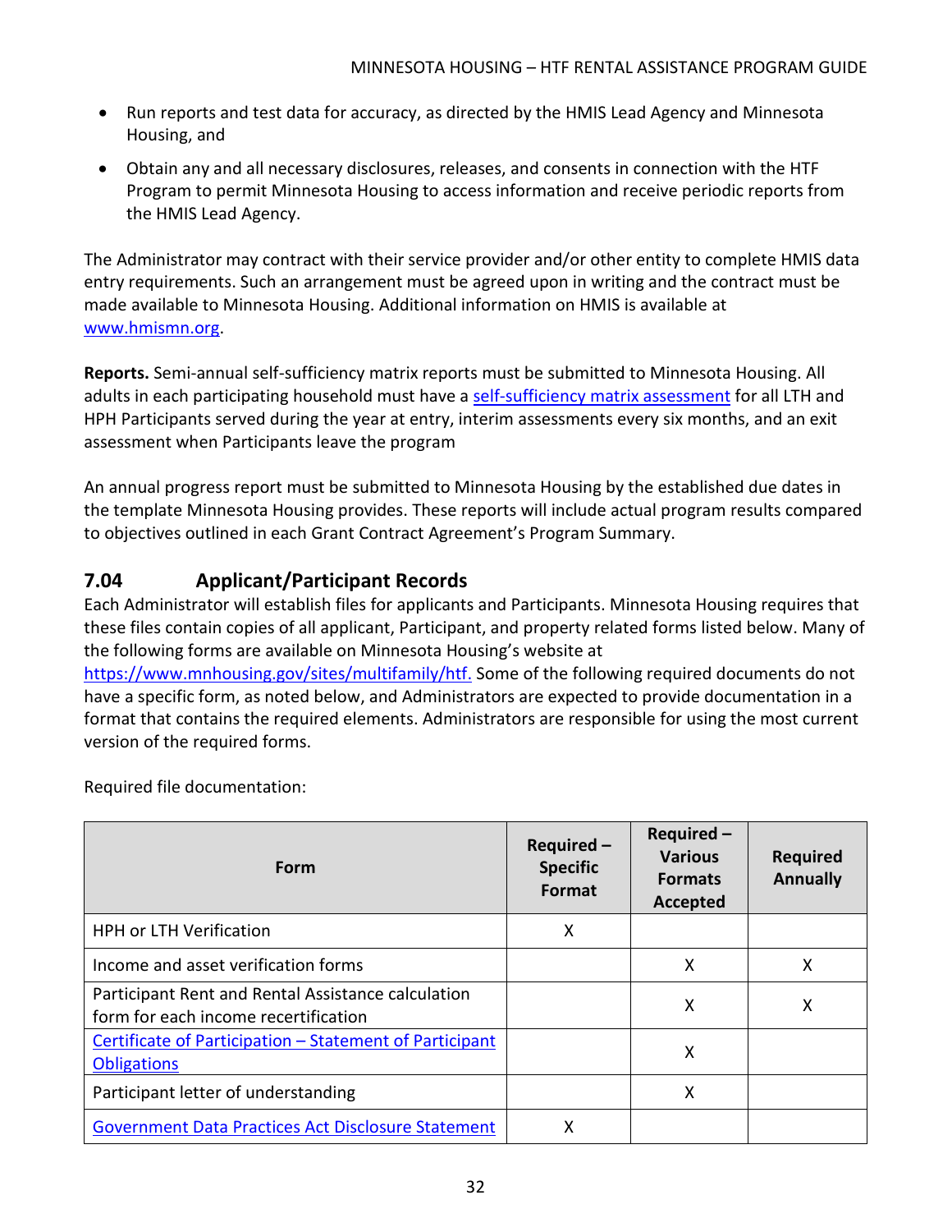- Run reports and test data for accuracy, as directed by the HMIS Lead Agency and Minnesota Housing, and
- Obtain any and all necessary disclosures, releases, and consents in connection with the HTF Program to permit Minnesota Housing to access information and receive periodic reports from the HMIS Lead Agency.

The Administrator may contract with their service provider and/or other entity to complete HMIS data entry requirements. Such an arrangement must be agreed upon in writing and the contract must be made available to Minnesota Housing. Additional information on HMIS is available at [www.hmismn.org](www.hmismn.org).

**Reports.** Semi-annual self-sufficiency matrix reports must be submitted to Minnesota Housing. All adults in each participating household must have a [self-sufficiency matrix assessment]() for all LTH and HPH Participants served during the year at entry, interim assessments every six months, and an exit assessment when Participants leave the program

An annual progress report must be submitted to Minnesota Housing by the established due dates in the template Minnesota Housing provides. These reports will include actual program results compared to objectives outlined in each Grant Contract Agreement's Program Summary.

## 7.04 Applicant/Participant Records

Each Administrator will establish files for applicants and Participants. Minnesota Housing requires that these files contain copies of all applicant, Participant, and property related forms listed below. Many of the following forms are available on Minnesota Housing's website at [https://www.mnhousing.gov/sites/multifamily/htf.](https://www.mnhousing.gov/sites/multifamily/htf) Some of the following required documents do not have a specific form, as noted below, and Administrators are expected to provide documentation in a format that contains the required elements. Administrators are responsible for using the most current version of the required forms.

Required file documentation:

| Form | Required – Specific Format | Required – Various Formats Accepted | Required Annually |
|---|---|---|---|
| HPH or LTH Verification | X | | |
| Income and asset verification forms | | X | X |
| Participant Rent and Rental Assistance calculation form for each income recertification | | X | X |
| [Certificate of Participation – Statement of Participant Obligations]() | | X | |
| Participant letter of understanding | | X | |
| [Government Data Practices Act Disclosure Statement]() | X | | |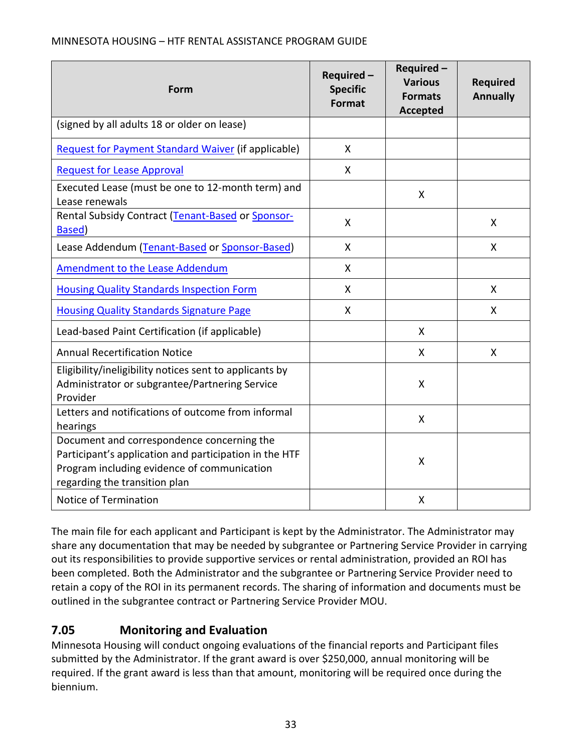| Form | Required – Specific Format | Required – Various Formats Accepted | Required Annually |
|---|---|---|---|
| (signed by all adults 18 or older on lease) | | | |
| Request for Payment Standard Waiver (if applicable) | X | | |
| Request for Lease Approval | X | | |
| Executed Lease (must be one to 12-month term) and Lease renewals | | X | |
| Rental Subsidy Contract (Tenant-Based or Sponsor-Based) | X | | X |
| Lease Addendum (Tenant-Based or Sponsor-Based) | X | | X |
| Amendment to the Lease Addendum | X | | |
| Housing Quality Standards Inspection Form | X | | X |
| Housing Quality Standards Signature Page | X | | X |
| Lead-based Paint Certification (if applicable) | | X | |
| Annual Recertification Notice | | X | X |
| Eligibility/ineligibility notices sent to applicants by Administrator or subgrantee/Partnering Service Provider | | X | |
| Letters and notifications of outcome from informal hearings | | X | |
| Document and correspondence concerning the Participant's application and participation in the HTF Program including evidence of communication regarding the transition plan | | X | |
| Notice of Termination | | X | |

The main file for each applicant and Participant is kept by the Administrator. The Administrator may share any documentation that may be needed by subgrantee or Partnering Service Provider in carrying out its responsibilities to provide supportive services or rental administration, provided an ROI has been completed. Both the Administrator and the subgrantee or Partnering Service Provider need to retain a copy of the ROI in its permanent records. The sharing of information and documents must be outlined in the subgrantee contract or Partnering Service Provider MOU.

## 7.05 Monitoring and Evaluation

Minnesota Housing will conduct ongoing evaluations of the financial reports and Participant files submitted by the Administrator. If the grant award is over $250,000, annual monitoring will be required. If the grant award is less than that amount, monitoring will be required once during the biennium.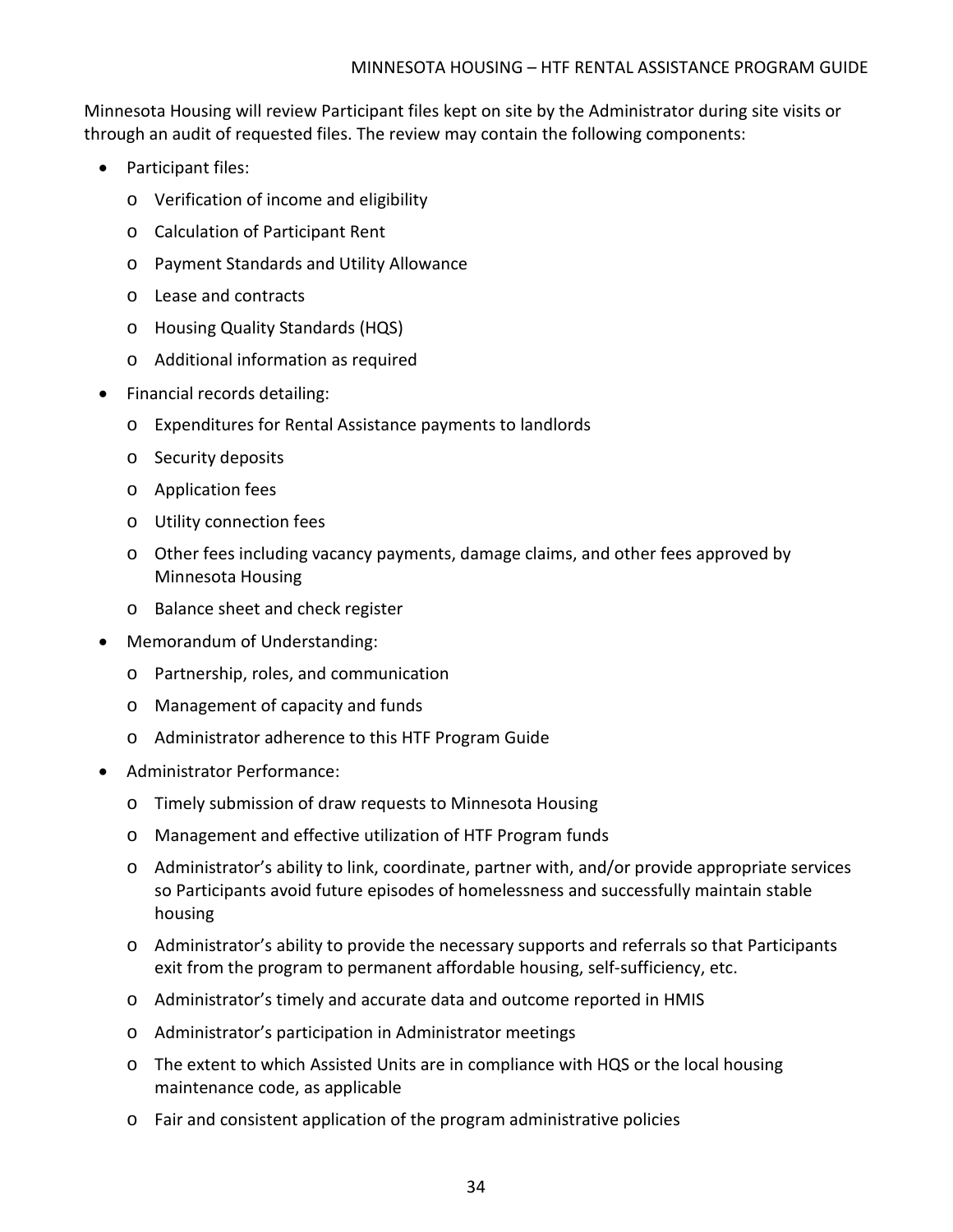Minnesota Housing will review Participant files kept on site by the Administrator during site visits or through an audit of requested files. The review may contain the following components:

- Participant files:
  - Verification of income and eligibility
  - Calculation of Participant Rent
  - Payment Standards and Utility Allowance
  - Lease and contracts
  - Housing Quality Standards (HQS)
  - Additional information as required
- Financial records detailing:
  - Expenditures for Rental Assistance payments to landlords
  - Security deposits
  - Application fees
  - Utility connection fees
  - Other fees including vacancy payments, damage claims, and other fees approved by Minnesota Housing
  - Balance sheet and check register
- Memorandum of Understanding:
  - Partnership, roles, and communication
  - Management of capacity and funds
  - Administrator adherence to this HTF Program Guide
- Administrator Performance:
  - Timely submission of draw requests to Minnesota Housing
  - Management and effective utilization of HTF Program funds
  - Administrator's ability to link, coordinate, partner with, and/or provide appropriate services so Participants avoid future episodes of homelessness and successfully maintain stable housing
  - Administrator's ability to provide the necessary supports and referrals so that Participants exit from the program to permanent affordable housing, self-sufficiency, etc.
  - Administrator's timely and accurate data and outcome reported in HMIS
  - Administrator's participation in Administrator meetings
  - The extent to which Assisted Units are in compliance with HQS or the local housing maintenance code, as applicable
  - Fair and consistent application of the program administrative policies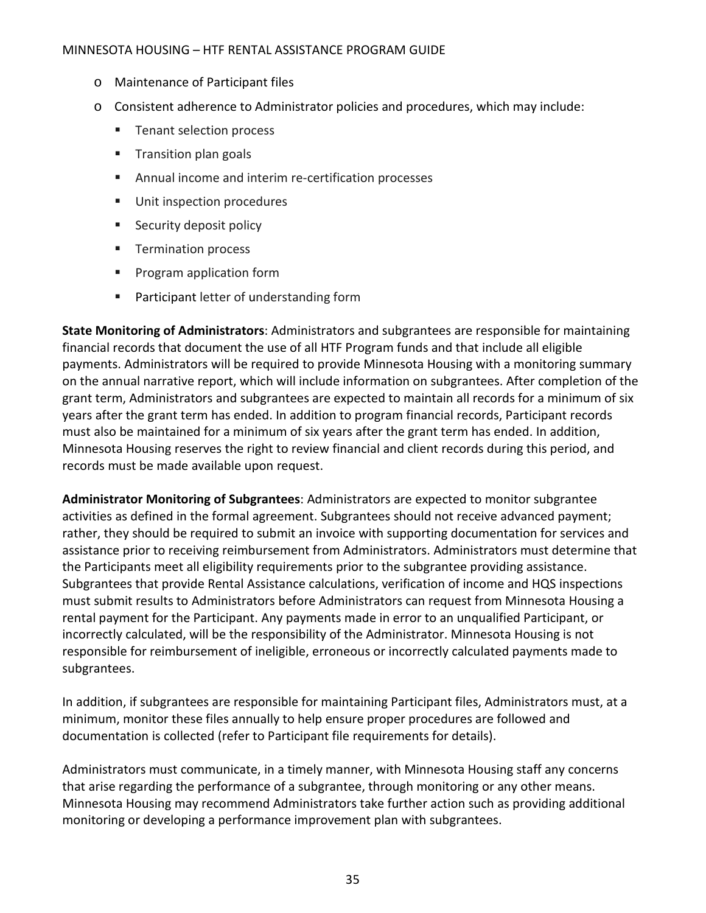- Maintenance of Participant files
- Consistent adherence to Administrator policies and procedures, which may include:
  - Tenant selection process
  - Transition plan goals
  - Annual income and interim re-certification processes
  - Unit inspection procedures
  - Security deposit policy
  - Termination process
  - Program application form
  - Participant letter of understanding form

**State Monitoring of Administrators**: Administrators and subgrantees are responsible for maintaining financial records that document the use of all HTF Program funds and that include all eligible payments. Administrators will be required to provide Minnesota Housing with a monitoring summary on the annual narrative report, which will include information on subgrantees. After completion of the grant term, Administrators and subgrantees are expected to maintain all records for a minimum of six years after the grant term has ended. In addition to program financial records, Participant records must also be maintained for a minimum of six years after the grant term has ended. In addition, Minnesota Housing reserves the right to review financial and client records during this period, and records must be made available upon request.

**Administrator Monitoring of Subgrantees**: Administrators are expected to monitor subgrantee activities as defined in the formal agreement. Subgrantees should not receive advanced payment; rather, they should be required to submit an invoice with supporting documentation for services and assistance prior to receiving reimbursement from Administrators. Administrators must determine that the Participants meet all eligibility requirements prior to the subgrantee providing assistance. Subgrantees that provide Rental Assistance calculations, verification of income and HQS inspections must submit results to Administrators before Administrators can request from Minnesota Housing a rental payment for the Participant. Any payments made in error to an unqualified Participant, or incorrectly calculated, will be the responsibility of the Administrator. Minnesota Housing is not responsible for reimbursement of ineligible, erroneous or incorrectly calculated payments made to subgrantees.

In addition, if subgrantees are responsible for maintaining Participant files, Administrators must, at a minimum, monitor these files annually to help ensure proper procedures are followed and documentation is collected (refer to Participant file requirements for details).

Administrators must communicate, in a timely manner, with Minnesota Housing staff any concerns that arise regarding the performance of a subgrantee, through monitoring or any other means. Minnesota Housing may recommend Administrators take further action such as providing additional monitoring or developing a performance improvement plan with subgrantees.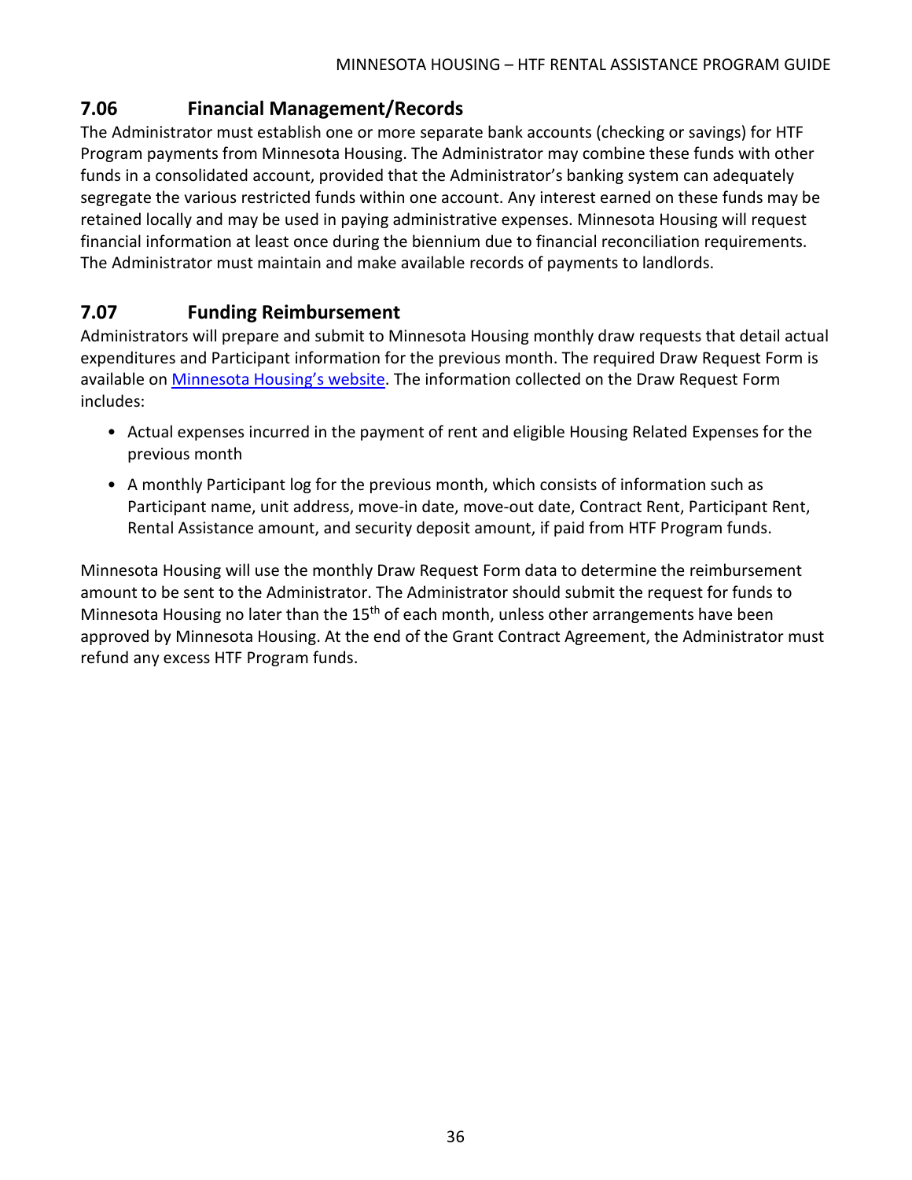## 7.06 Financial Management/Records

The Administrator must establish one or more separate bank accounts (checking or savings) for HTF Program payments from Minnesota Housing. The Administrator may combine these funds with other funds in a consolidated account, provided that the Administrator's banking system can adequately segregate the various restricted funds within one account. Any interest earned on these funds may be retained locally and may be used in paying administrative expenses. Minnesota Housing will request financial information at least once during the biennium due to financial reconciliation requirements. The Administrator must maintain and make available records of payments to landlords.

## 7.07 Funding Reimbursement

Administrators will prepare and submit to Minnesota Housing monthly draw requests that detail actual expenditures and Participant information for the previous month. The required Draw Request Form is available on [Minnesota Housing's website](). The information collected on the Draw Request Form includes:

- Actual expenses incurred in the payment of rent and eligible Housing Related Expenses for the previous month
- A monthly Participant log for the previous month, which consists of information such as Participant name, unit address, move-in date, move-out date, Contract Rent, Participant Rent, Rental Assistance amount, and security deposit amount, if paid from HTF Program funds.

Minnesota Housing will use the monthly Draw Request Form data to determine the reimbursement amount to be sent to the Administrator. The Administrator should submit the request for funds to Minnesota Housing no later than the 15th of each month, unless other arrangements have been approved by Minnesota Housing. At the end of the Grant Contract Agreement, the Administrator must refund any excess HTF Program funds.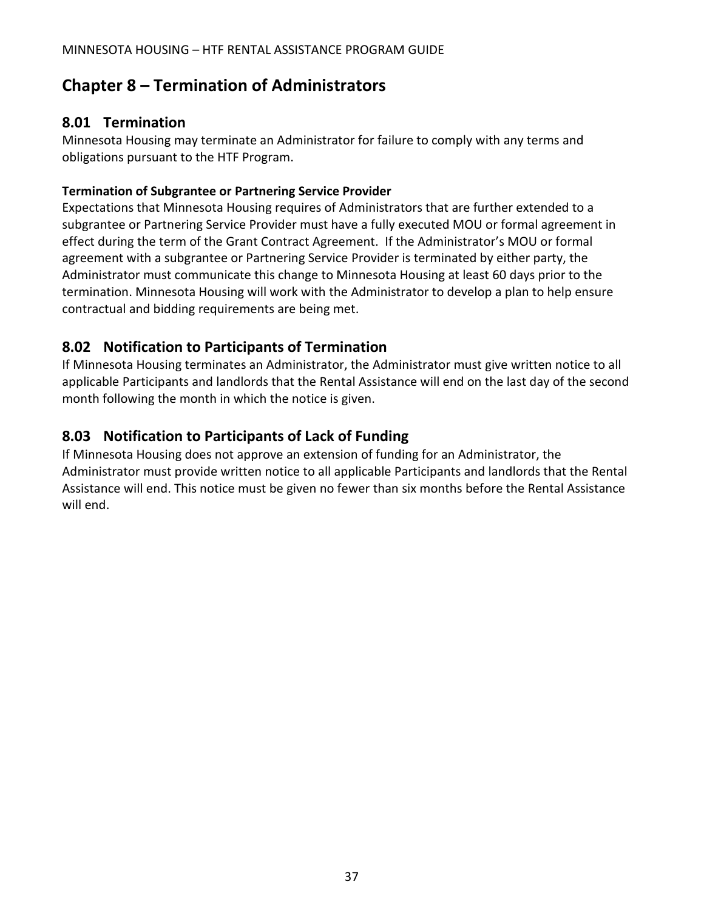# Chapter 8 – Termination of Administrators

## 8.01 Termination

Minnesota Housing may terminate an Administrator for failure to comply with any terms and obligations pursuant to the HTF Program.

**Termination of Subgrantee or Partnering Service Provider**

Expectations that Minnesota Housing requires of Administrators that are further extended to a subgrantee or Partnering Service Provider must have a fully executed MOU or formal agreement in effect during the term of the Grant Contract Agreement. If the Administrator's MOU or formal agreement with a subgrantee or Partnering Service Provider is terminated by either party, the Administrator must communicate this change to Minnesota Housing at least 60 days prior to the termination. Minnesota Housing will work with the Administrator to develop a plan to help ensure contractual and bidding requirements are being met.

## 8.02 Notification to Participants of Termination

If Minnesota Housing terminates an Administrator, the Administrator must give written notice to all applicable Participants and landlords that the Rental Assistance will end on the last day of the second month following the month in which the notice is given.

## 8.03 Notification to Participants of Lack of Funding

If Minnesota Housing does not approve an extension of funding for an Administrator, the Administrator must provide written notice to all applicable Participants and landlords that the Rental Assistance will end. This notice must be given no fewer than six months before the Rental Assistance will end.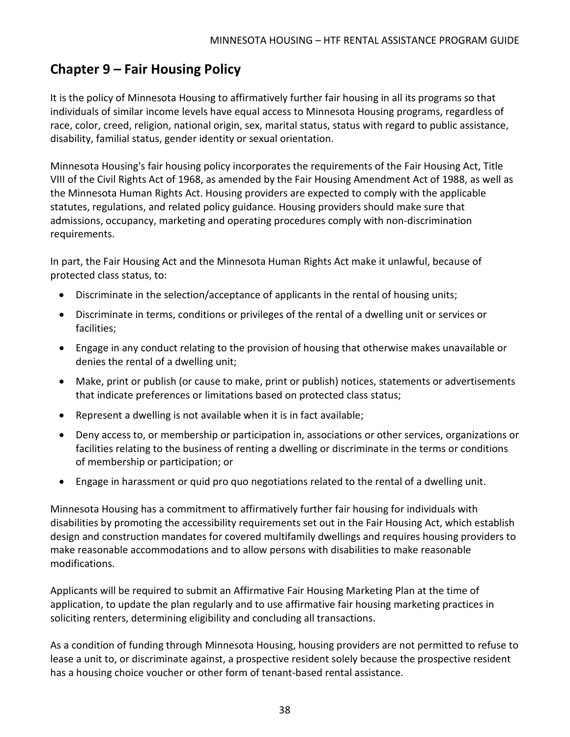## Chapter 9 – Fair Housing Policy

It is the policy of Minnesota Housing to affirmatively further fair housing in all its programs so that individuals of similar income levels have equal access to Minnesota Housing programs, regardless of race, color, creed, religion, national origin, sex, marital status, status with regard to public assistance, disability, familial status, gender identity or sexual orientation.

Minnesota Housing's fair housing policy incorporates the requirements of the Fair Housing Act, Title VIII of the Civil Rights Act of 1968, as amended by the Fair Housing Amendment Act of 1988, as well as the Minnesota Human Rights Act. Housing providers are expected to comply with the applicable statutes, regulations, and related policy guidance. Housing providers should make sure that admissions, occupancy, marketing and operating procedures comply with non-discrimination requirements.

In part, the Fair Housing Act and the Minnesota Human Rights Act make it unlawful, because of protected class status, to:

- Discriminate in the selection/acceptance of applicants in the rental of housing units;
- Discriminate in terms, conditions or privileges of the rental of a dwelling unit or services or facilities;
- Engage in any conduct relating to the provision of housing that otherwise makes unavailable or denies the rental of a dwelling unit;
- Make, print or publish (or cause to make, print or publish) notices, statements or advertisements that indicate preferences or limitations based on protected class status;
- Represent a dwelling is not available when it is in fact available;
- Deny access to, or membership or participation in, associations or other services, organizations or facilities relating to the business of renting a dwelling or discriminate in the terms or conditions of membership or participation; or
- Engage in harassment or quid pro quo negotiations related to the rental of a dwelling unit.

Minnesota Housing has a commitment to affirmatively further fair housing for individuals with disabilities by promoting the accessibility requirements set out in the Fair Housing Act, which establish design and construction mandates for covered multifamily dwellings and requires housing providers to make reasonable accommodations and to allow persons with disabilities to make reasonable modifications.

Applicants will be required to submit an Affirmative Fair Housing Marketing Plan at the time of application, to update the plan regularly and to use affirmative fair housing marketing practices in soliciting renters, determining eligibility and concluding all transactions.

As a condition of funding through Minnesota Housing, housing providers are not permitted to refuse to lease a unit to, or discriminate against, a prospective resident solely because the prospective resident has a housing choice voucher or other form of tenant-based rental assistance.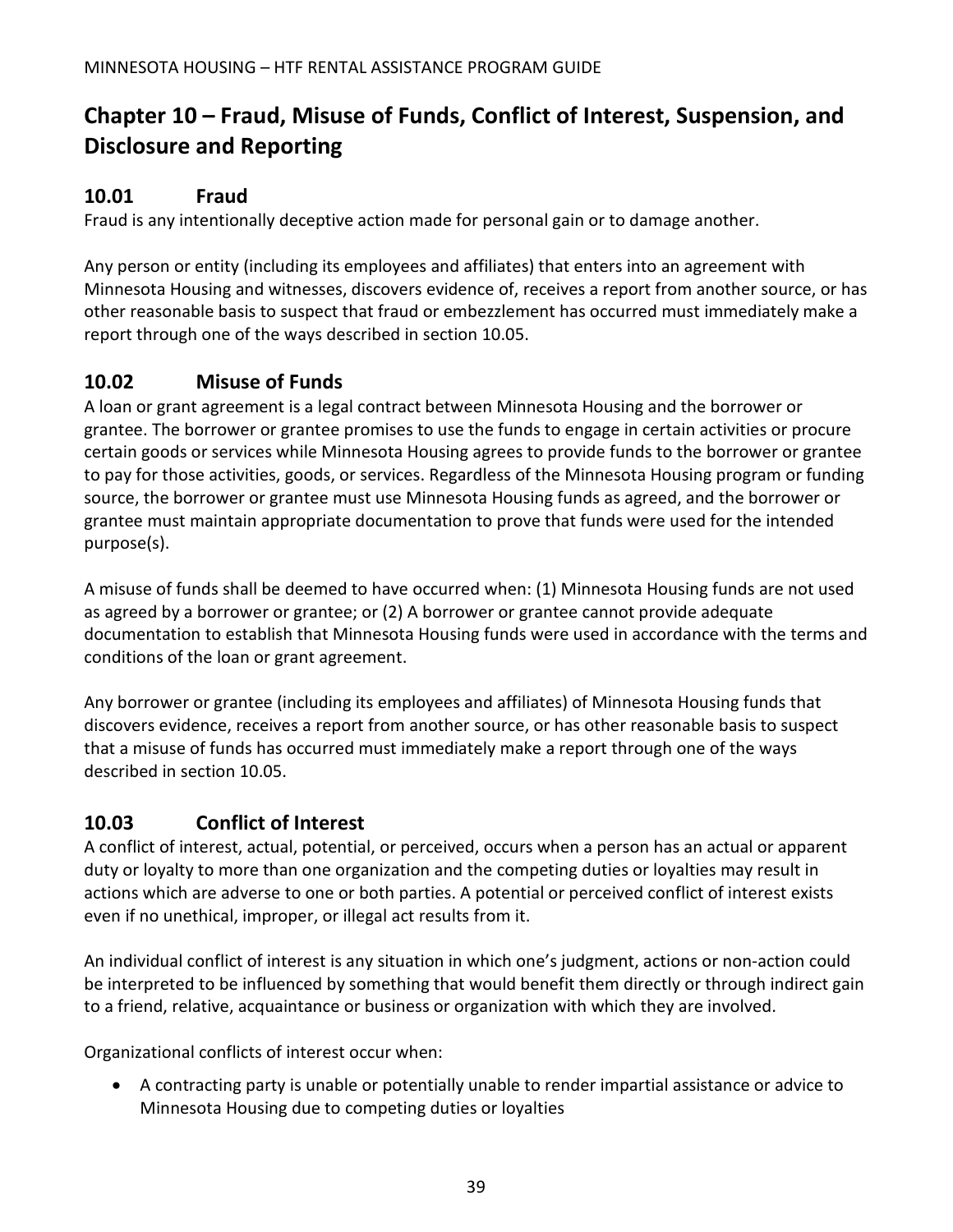# Chapter 10 – Fraud, Misuse of Funds, Conflict of Interest, Suspension, and Disclosure and Reporting

## 10.01 Fraud

Fraud is any intentionally deceptive action made for personal gain or to damage another.

Any person or entity (including its employees and affiliates) that enters into an agreement with Minnesota Housing and witnesses, discovers evidence of, receives a report from another source, or has other reasonable basis to suspect that fraud or embezzlement has occurred must immediately make a report through one of the ways described in section 10.05.

## 10.02 Misuse of Funds

A loan or grant agreement is a legal contract between Minnesota Housing and the borrower or grantee. The borrower or grantee promises to use the funds to engage in certain activities or procure certain goods or services while Minnesota Housing agrees to provide funds to the borrower or grantee to pay for those activities, goods, or services. Regardless of the Minnesota Housing program or funding source, the borrower or grantee must use Minnesota Housing funds as agreed, and the borrower or grantee must maintain appropriate documentation to prove that funds were used for the intended purpose(s).

A misuse of funds shall be deemed to have occurred when: (1) Minnesota Housing funds are not used as agreed by a borrower or grantee; or (2) A borrower or grantee cannot provide adequate documentation to establish that Minnesota Housing funds were used in accordance with the terms and conditions of the loan or grant agreement.

Any borrower or grantee (including its employees and affiliates) of Minnesota Housing funds that discovers evidence, receives a report from another source, or has other reasonable basis to suspect that a misuse of funds has occurred must immediately make a report through one of the ways described in section 10.05.

## 10.03 Conflict of Interest

A conflict of interest, actual, potential, or perceived, occurs when a person has an actual or apparent duty or loyalty to more than one organization and the competing duties or loyalties may result in actions which are adverse to one or both parties. A potential or perceived conflict of interest exists even if no unethical, improper, or illegal act results from it.

An individual conflict of interest is any situation in which one's judgment, actions or non-action could be interpreted to be influenced by something that would benefit them directly or through indirect gain to a friend, relative, acquaintance or business or organization with which they are involved.

Organizational conflicts of interest occur when:

- A contracting party is unable or potentially unable to render impartial assistance or advice to Minnesota Housing due to competing duties or loyalties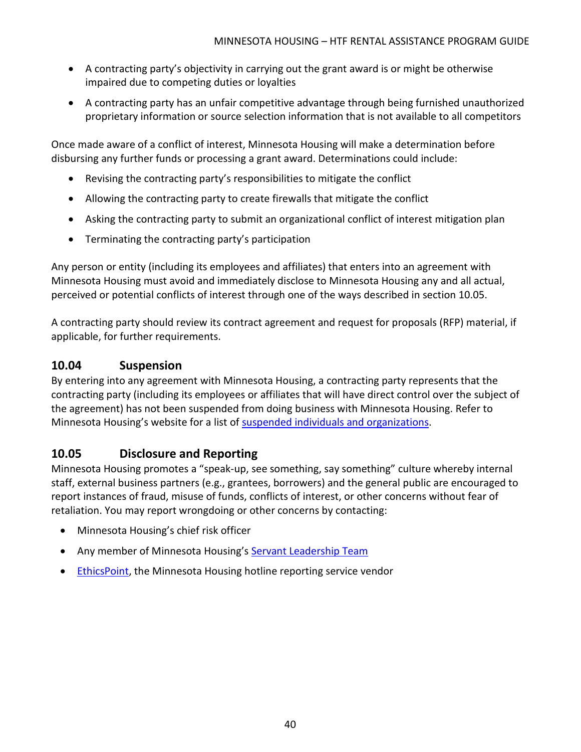- A contracting party's objectivity in carrying out the grant award is or might be otherwise impaired due to competing duties or loyalties
- A contracting party has an unfair competitive advantage through being furnished unauthorized proprietary information or source selection information that is not available to all competitors

Once made aware of a conflict of interest, Minnesota Housing will make a determination before disbursing any further funds or processing a grant award. Determinations could include:

- Revising the contracting party's responsibilities to mitigate the conflict
- Allowing the contracting party to create firewalls that mitigate the conflict
- Asking the contracting party to submit an organizational conflict of interest mitigation plan
- Terminating the contracting party's participation

Any person or entity (including its employees and affiliates) that enters into an agreement with Minnesota Housing must avoid and immediately disclose to Minnesota Housing any and all actual, perceived or potential conflicts of interest through one of the ways described in section 10.05.

A contracting party should review its contract agreement and request for proposals (RFP) material, if applicable, for further requirements.

## 10.04 Suspension

By entering into any agreement with Minnesota Housing, a contracting party represents that the contracting party (including its employees or affiliates that will have direct control over the subject of the agreement) has not been suspended from doing business with Minnesota Housing. Refer to Minnesota Housing's website for a list of suspended individuals and organizations.

## 10.05 Disclosure and Reporting

Minnesota Housing promotes a "speak-up, see something, say something" culture whereby internal staff, external business partners (e.g., grantees, borrowers) and the general public are encouraged to report instances of fraud, misuse of funds, conflicts of interest, or other concerns without fear of retaliation. You may report wrongdoing or other concerns by contacting:

- Minnesota Housing's chief risk officer
- Any member of Minnesota Housing's Servant Leadership Team
- EthicsPoint, the Minnesota Housing hotline reporting service vendor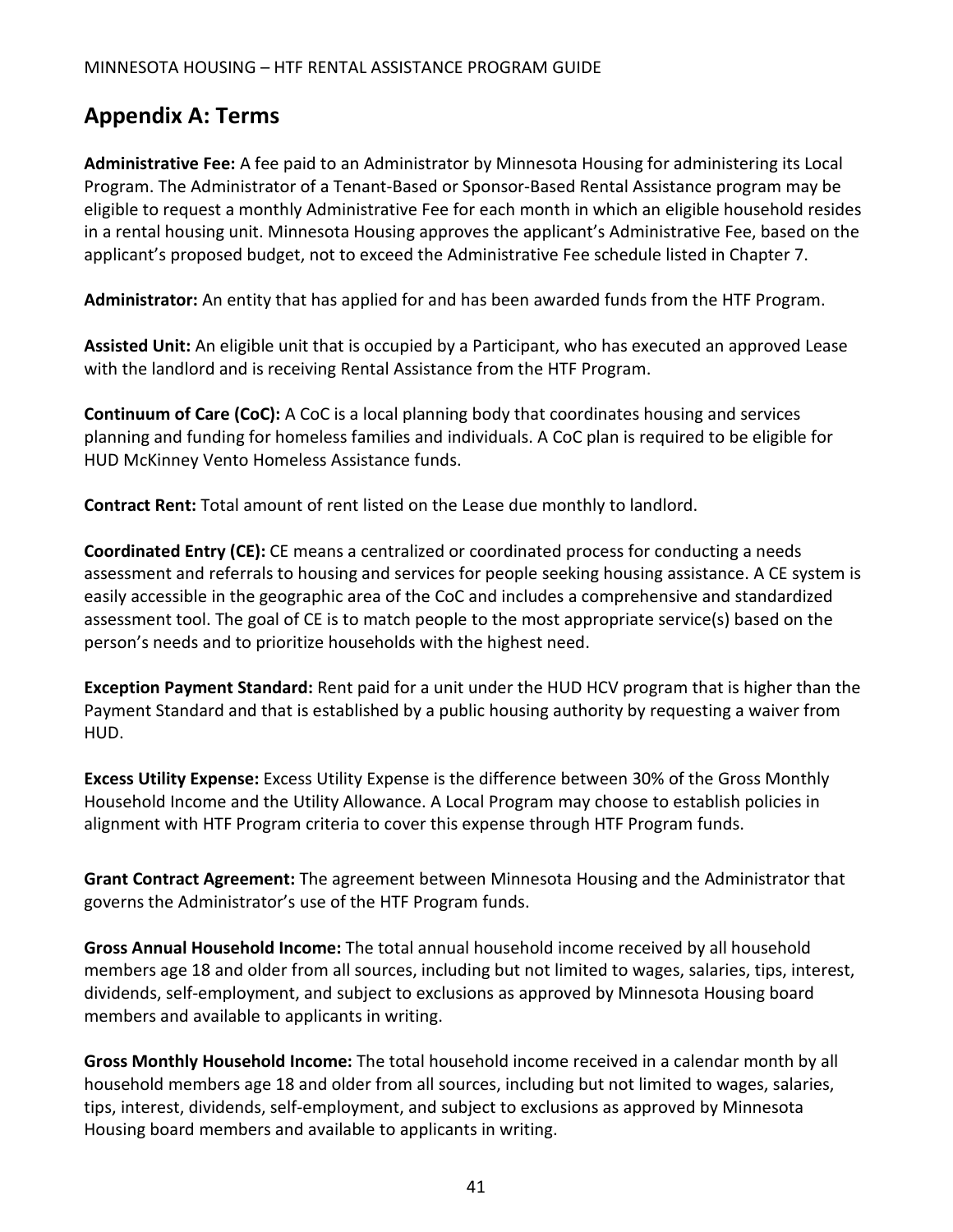## Appendix A: Terms

**Administrative Fee:** A fee paid to an Administrator by Minnesota Housing for administering its Local Program. The Administrator of a Tenant-Based or Sponsor-Based Rental Assistance program may be eligible to request a monthly Administrative Fee for each month in which an eligible household resides in a rental housing unit. Minnesota Housing approves the applicant's Administrative Fee, based on the applicant's proposed budget, not to exceed the Administrative Fee schedule listed in Chapter 7.

**Administrator:** An entity that has applied for and has been awarded funds from the HTF Program.

**Assisted Unit:** An eligible unit that is occupied by a Participant, who has executed an approved Lease with the landlord and is receiving Rental Assistance from the HTF Program.

**Continuum of Care (CoC):** A CoC is a local planning body that coordinates housing and services planning and funding for homeless families and individuals. A CoC plan is required to be eligible for HUD McKinney Vento Homeless Assistance funds.

**Contract Rent:** Total amount of rent listed on the Lease due monthly to landlord.

**Coordinated Entry (CE):** CE means a centralized or coordinated process for conducting a needs assessment and referrals to housing and services for people seeking housing assistance. A CE system is easily accessible in the geographic area of the CoC and includes a comprehensive and standardized assessment tool. The goal of CE is to match people to the most appropriate service(s) based on the person's needs and to prioritize households with the highest need.

**Exception Payment Standard:** Rent paid for a unit under the HUD HCV program that is higher than the Payment Standard and that is established by a public housing authority by requesting a waiver from HUD.

**Excess Utility Expense:** Excess Utility Expense is the difference between 30% of the Gross Monthly Household Income and the Utility Allowance. A Local Program may choose to establish policies in alignment with HTF Program criteria to cover this expense through HTF Program funds.

**Grant Contract Agreement:** The agreement between Minnesota Housing and the Administrator that governs the Administrator's use of the HTF Program funds.

**Gross Annual Household Income:** The total annual household income received by all household members age 18 and older from all sources, including but not limited to wages, salaries, tips, interest, dividends, self-employment, and subject to exclusions as approved by Minnesota Housing board members and available to applicants in writing.

**Gross Monthly Household Income:** The total household income received in a calendar month by all household members age 18 and older from all sources, including but not limited to wages, salaries, tips, interest, dividends, self-employment, and subject to exclusions as approved by Minnesota Housing board members and available to applicants in writing.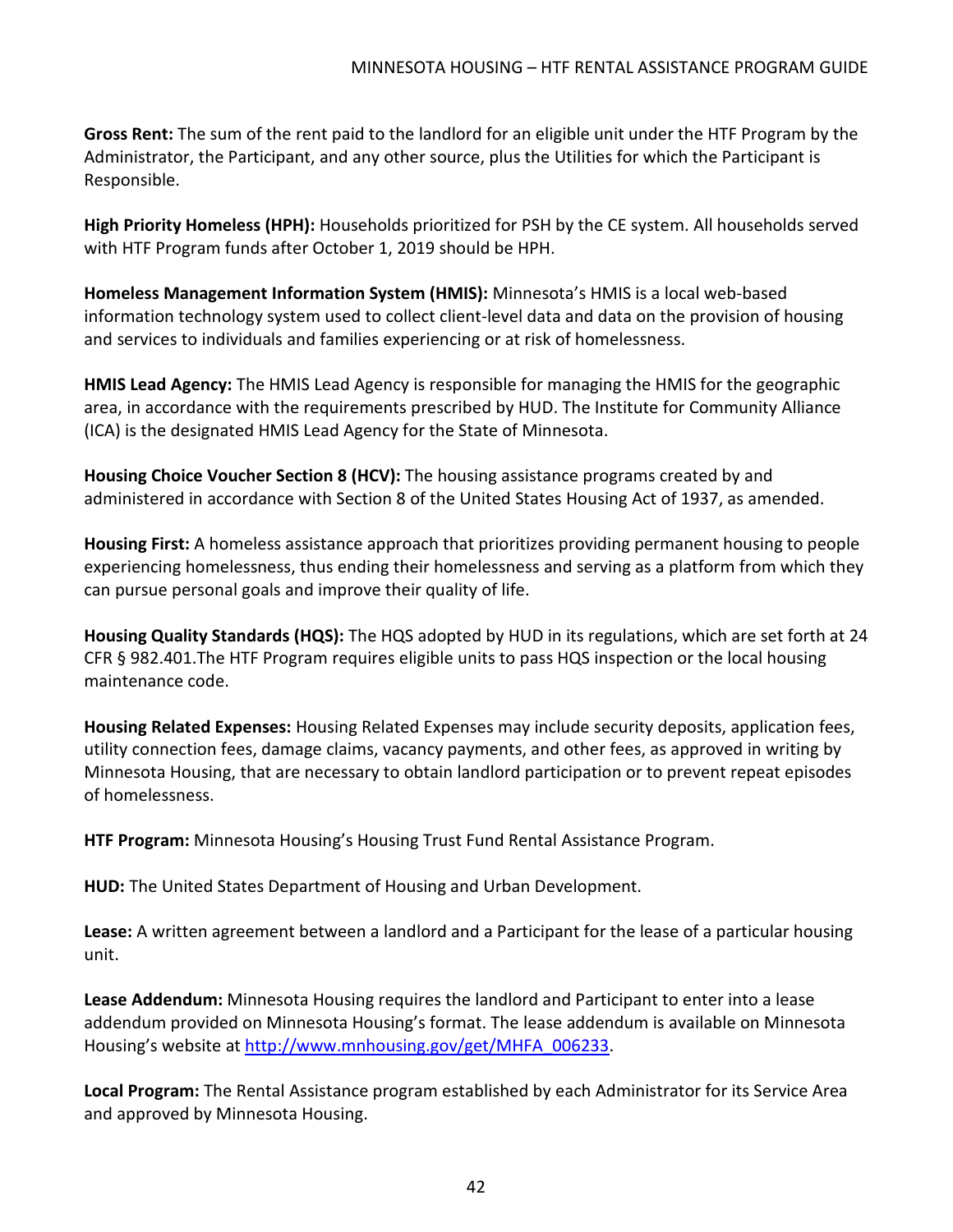**Gross Rent:** The sum of the rent paid to the landlord for an eligible unit under the HTF Program by the Administrator, the Participant, and any other source, plus the Utilities for which the Participant is Responsible.

**High Priority Homeless (HPH):** Households prioritized for PSH by the CE system. All households served with HTF Program funds after October 1, 2019 should be HPH.

**Homeless Management Information System (HMIS):** Minnesota's HMIS is a local web-based information technology system used to collect client-level data and data on the provision of housing and services to individuals and families experiencing or at risk of homelessness.

**HMIS Lead Agency:** The HMIS Lead Agency is responsible for managing the HMIS for the geographic area, in accordance with the requirements prescribed by HUD. The Institute for Community Alliance (ICA) is the designated HMIS Lead Agency for the State of Minnesota.

**Housing Choice Voucher Section 8 (HCV):** The housing assistance programs created by and administered in accordance with Section 8 of the United States Housing Act of 1937, as amended.

**Housing First:** A homeless assistance approach that prioritizes providing permanent housing to people experiencing homelessness, thus ending their homelessness and serving as a platform from which they can pursue personal goals and improve their quality of life.

**Housing Quality Standards (HQS):** The HQS adopted by HUD in its regulations, which are set forth at 24 CFR § 982.401.The HTF Program requires eligible units to pass HQS inspection or the local housing maintenance code.

**Housing Related Expenses:** Housing Related Expenses may include security deposits, application fees, utility connection fees, damage claims, vacancy payments, and other fees, as approved in writing by Minnesota Housing, that are necessary to obtain landlord participation or to prevent repeat episodes of homelessness.

**HTF Program:** Minnesota Housing's Housing Trust Fund Rental Assistance Program.

**HUD:** The United States Department of Housing and Urban Development.

**Lease:** A written agreement between a landlord and a Participant for the lease of a particular housing unit.

**Lease Addendum:** Minnesota Housing requires the landlord and Participant to enter into a lease addendum provided on Minnesota Housing's format. The lease addendum is available on Minnesota Housing's website at [http://www.mnhousing.gov/get/MHFA_006233](http://www.mnhousing.gov/get/MHFA_006233).

**Local Program:** The Rental Assistance program established by each Administrator for its Service Area and approved by Minnesota Housing.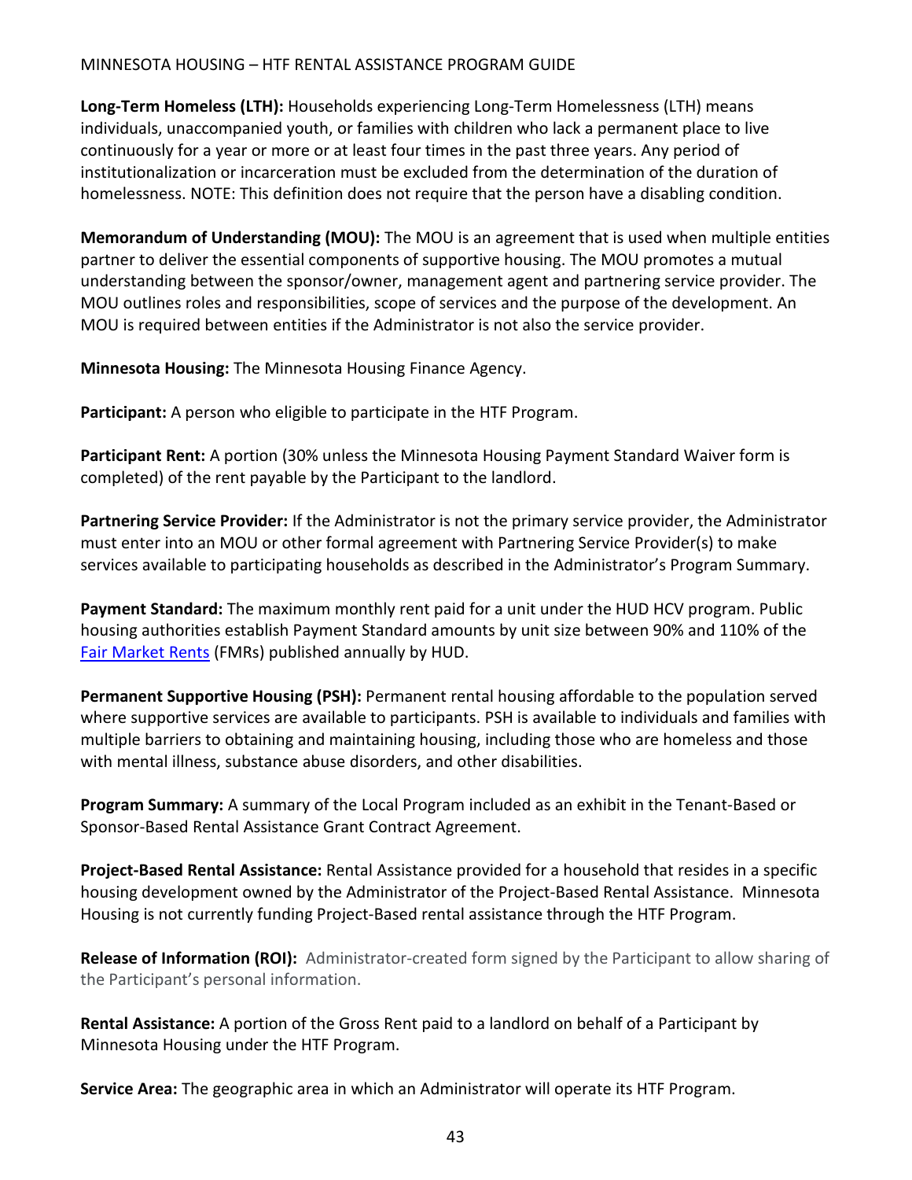**Long-Term Homeless (LTH):** Households experiencing Long-Term Homelessness (LTH) means individuals, unaccompanied youth, or families with children who lack a permanent place to live continuously for a year or more or at least four times in the past three years. Any period of institutionalization or incarceration must be excluded from the determination of the duration of homelessness. NOTE: This definition does not require that the person have a disabling condition.

**Memorandum of Understanding (MOU):** The MOU is an agreement that is used when multiple entities partner to deliver the essential components of supportive housing. The MOU promotes a mutual understanding between the sponsor/owner, management agent and partnering service provider. The MOU outlines roles and responsibilities, scope of services and the purpose of the development. An MOU is required between entities if the Administrator is not also the service provider.

**Minnesota Housing:** The Minnesota Housing Finance Agency.

**Participant:** A person who eligible to participate in the HTF Program.

**Participant Rent:** A portion (30% unless the Minnesota Housing Payment Standard Waiver form is completed) of the rent payable by the Participant to the landlord.

**Partnering Service Provider:** If the Administrator is not the primary service provider, the Administrator must enter into an MOU or other formal agreement with Partnering Service Provider(s) to make services available to participating households as described in the Administrator's Program Summary.

**Payment Standard:** The maximum monthly rent paid for a unit under the HUD HCV program. Public housing authorities establish Payment Standard amounts by unit size between 90% and 110% of the Fair Market Rents (FMRs) published annually by HUD.

**Permanent Supportive Housing (PSH):** Permanent rental housing affordable to the population served where supportive services are available to participants. PSH is available to individuals and families with multiple barriers to obtaining and maintaining housing, including those who are homeless and those with mental illness, substance abuse disorders, and other disabilities.

**Program Summary:** A summary of the Local Program included as an exhibit in the Tenant-Based or Sponsor-Based Rental Assistance Grant Contract Agreement.

**Project-Based Rental Assistance:** Rental Assistance provided for a household that resides in a specific housing development owned by the Administrator of the Project-Based Rental Assistance. Minnesota Housing is not currently funding Project-Based rental assistance through the HTF Program.

**Release of Information (ROI):** Administrator-created form signed by the Participant to allow sharing of the Participant's personal information.

**Rental Assistance:** A portion of the Gross Rent paid to a landlord on behalf of a Participant by Minnesota Housing under the HTF Program.

**Service Area:** The geographic area in which an Administrator will operate its HTF Program.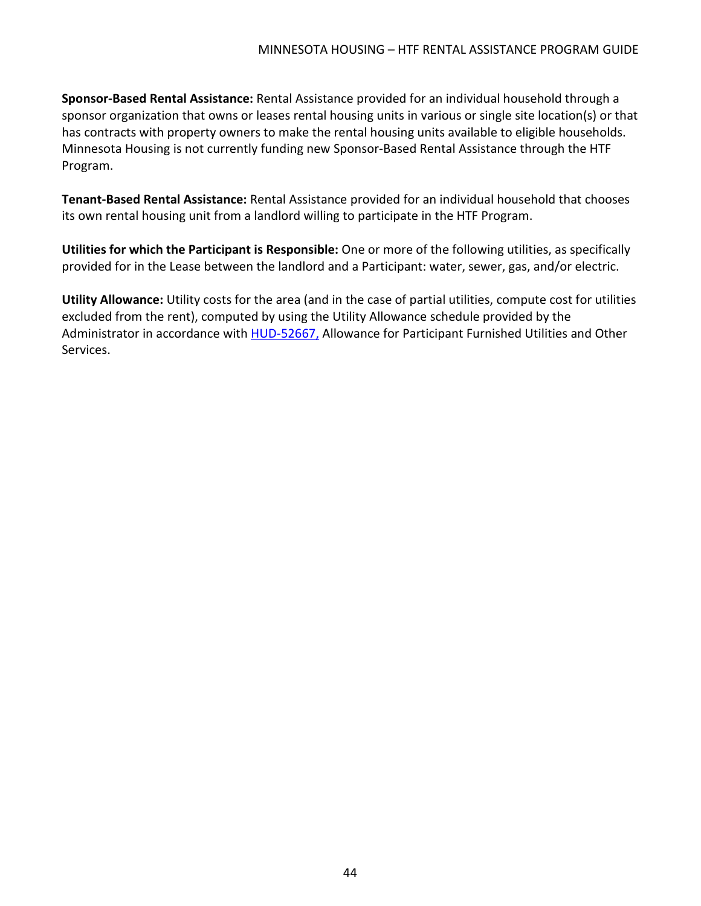**Sponsor-Based Rental Assistance:** Rental Assistance provided for an individual household through a sponsor organization that owns or leases rental housing units in various or single site location(s) or that has contracts with property owners to make the rental housing units available to eligible households. Minnesota Housing is not currently funding new Sponsor-Based Rental Assistance through the HTF Program.

**Tenant-Based Rental Assistance:** Rental Assistance provided for an individual household that chooses its own rental housing unit from a landlord willing to participate in the HTF Program.

**Utilities for which the Participant is Responsible:** One or more of the following utilities, as specifically provided for in the Lease between the landlord and a Participant: water, sewer, gas, and/or electric.

**Utility Allowance:** Utility costs for the area (and in the case of partial utilities, compute cost for utilities excluded from the rent), computed by using the Utility Allowance schedule provided by the Administrator in accordance with HUD-52667, Allowance for Participant Furnished Utilities and Other Services.